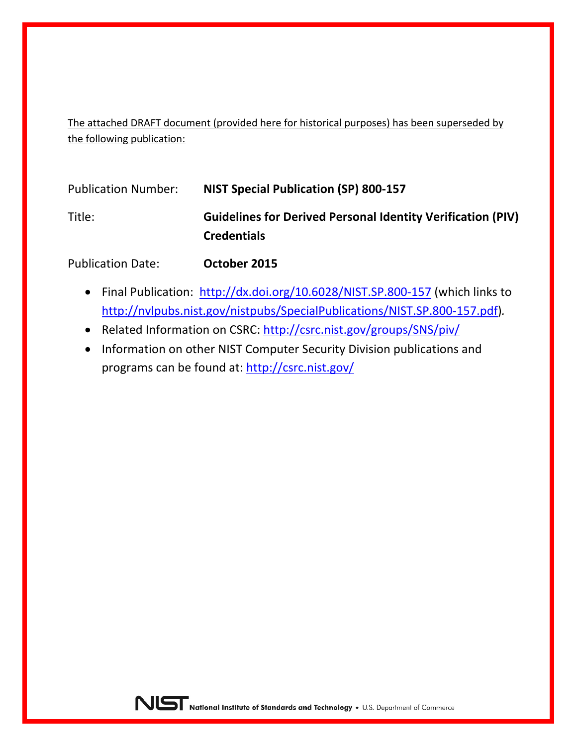The attached DRAFT document (provided here for historical purposes) has been superseded by the following publication:

| | |
|---|---|
| Publication Number: | **NIST Special Publication (SP) 800-157** |
| Title: | **Guidelines for Derived Personal Identity Verification (PIV) Credentials** |
| Publication Date: | **October 2015** |

- Final Publication: http://dx.doi.org/10.6028/NIST.SP.800-157 (which links to http://nvlpubs.nist.gov/nistpubs/SpecialPublications/NIST.SP.800-157.pdf).
- Related Information on CSRC: http://csrc.nist.gov/groups/SNS/piv/
- Information on other NIST Computer Security Division publications and programs can be found at: http://csrc.nist.gov/

NIST National Institute of Standards and Technology • U.S. Department of Commerce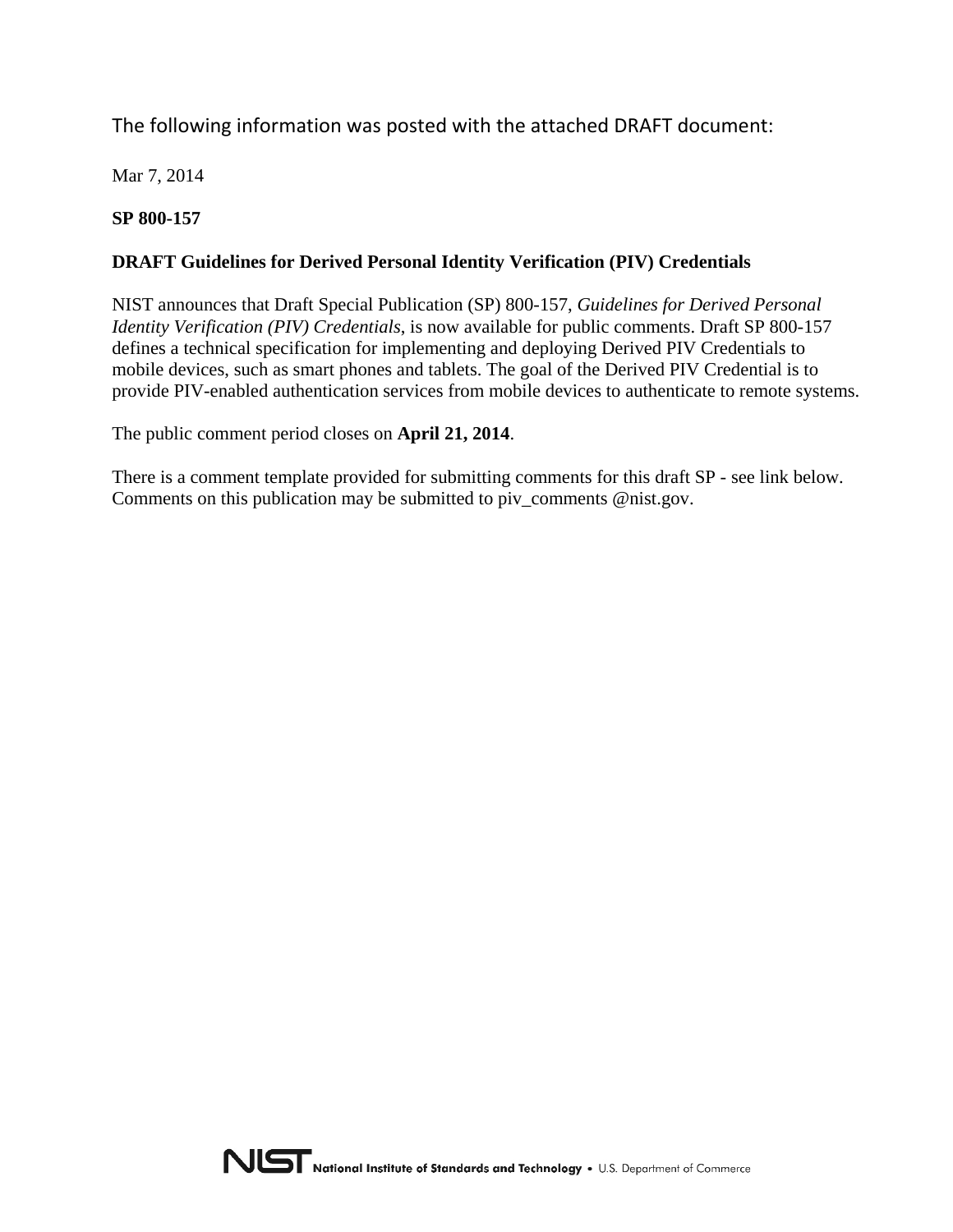The following information was posted with the attached DRAFT document:

Mar 7, 2014

**SP 800-157**

**DRAFT Guidelines for Derived Personal Identity Verification (PIV) Credentials**

NIST announces that Draft Special Publication (SP) 800-157, *Guidelines for Derived Personal Identity Verification (PIV) Credentials*, is now available for public comments. Draft SP 800-157 defines a technical specification for implementing and deploying Derived PIV Credentials to mobile devices, such as smart phones and tablets. The goal of the Derived PIV Credential is to provide PIV-enabled authentication services from mobile devices to authenticate to remote systems.

The public comment period closes on **April 21, 2014**.

There is a comment template provided for submitting comments for this draft SP - see link below. Comments on this publication may be submitted to piv_comments @nist.gov.

NIST National Institute of Standards and Technology • U.S. Department of Commerce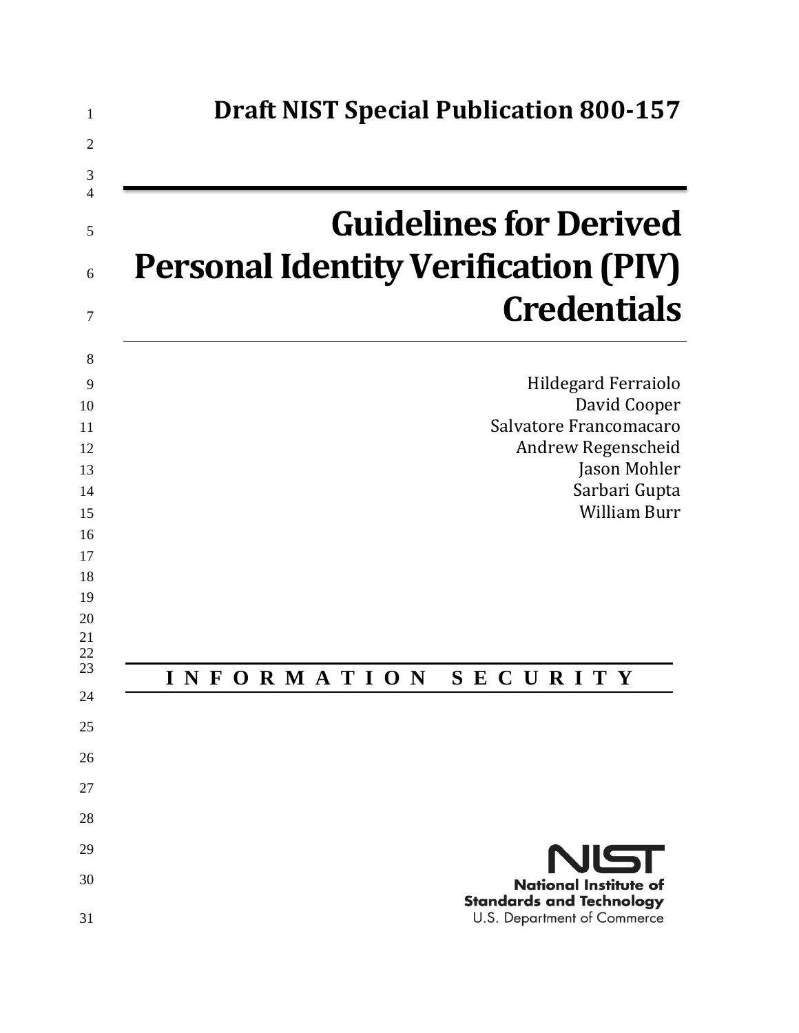# Draft NIST Special Publication 800-157

# Guidelines for Derived Personal Identity Verification (PIV) Credentials

Hildegard Ferraiolo
David Cooper
Salvatore Francomacaro
Andrew Regenscheid
Jason Mohler
Sarbari Gupta
William Burr

**I N F O R M A T I O N   S E C U R I T Y**

National Institute of
Standards and Technology
U.S. Department of Commerce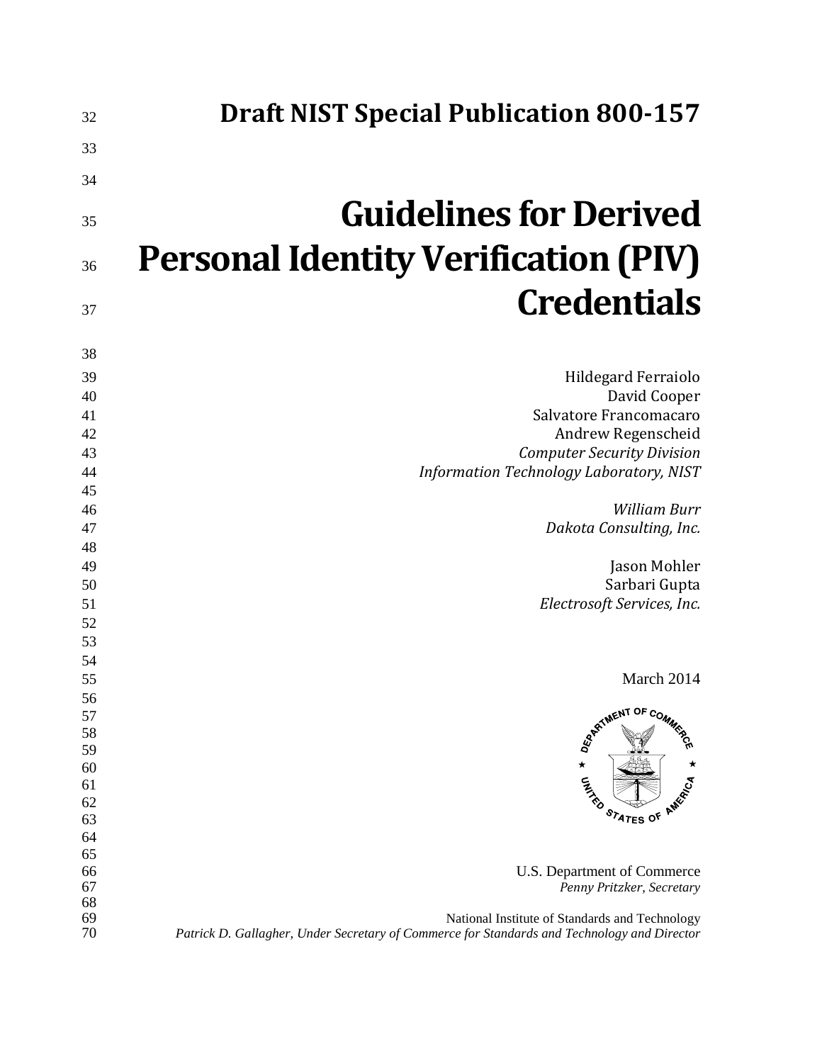# Draft NIST Special Publication 800-157

# Guidelines for Derived Personal Identity Verification (PIV) Credentials

Hildegard Ferraiolo
David Cooper
Salvatore Francomacaro
Andrew Regenscheid
*Computer Security Division*
*Information Technology Laboratory, NIST*

*William Burr*
*Dakota Consulting, Inc.*

Jason Mohler
Sarbari Gupta
*Electrosoft Services, Inc.*

March 2014

U.S. Department of Commerce
*Penny Pritzker, Secretary*

National Institute of Standards and Technology
*Patrick D. Gallagher, Under Secretary of Commerce for Standards and Technology and Director*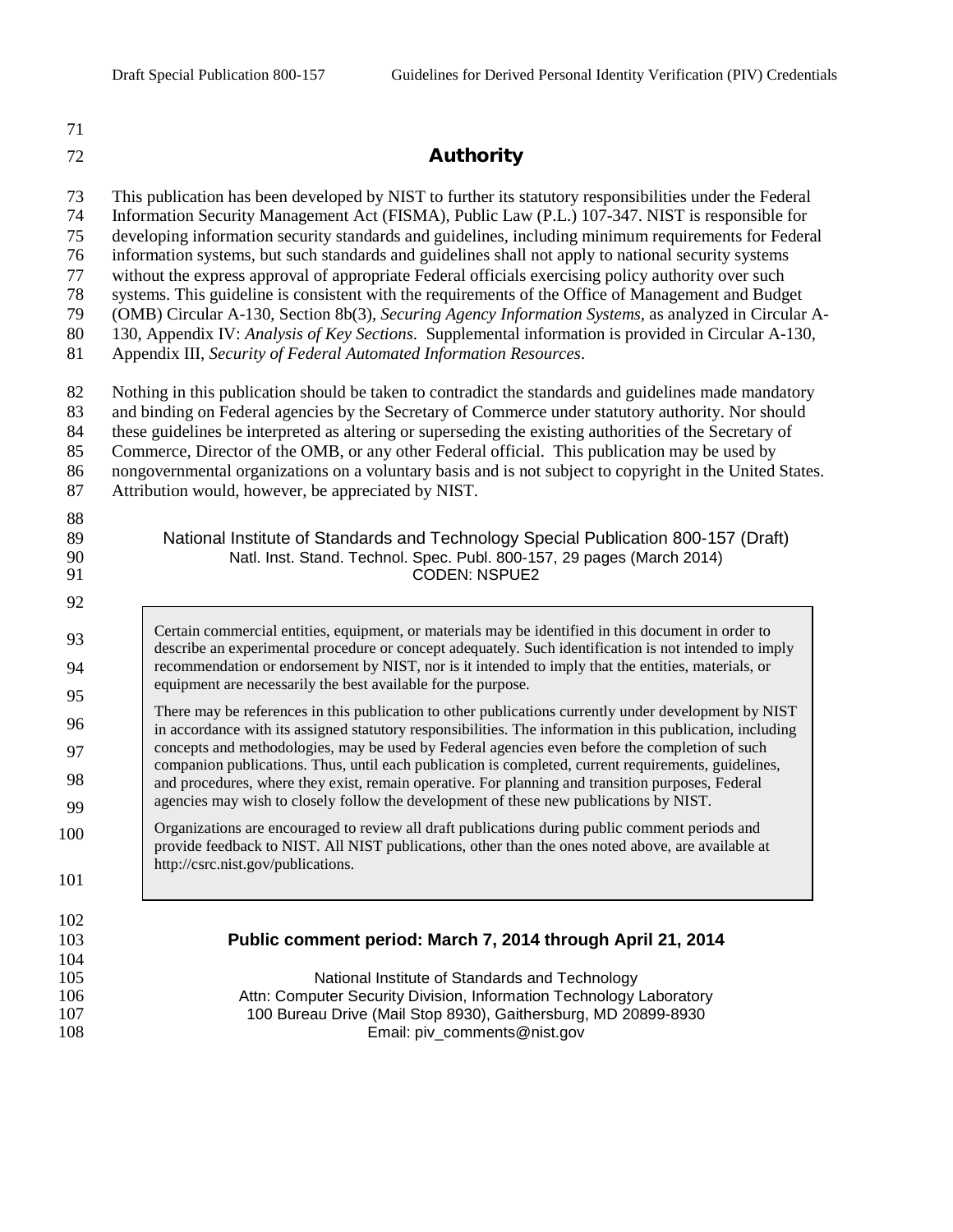## Authority

This publication has been developed by NIST to further its statutory responsibilities under the Federal Information Security Management Act (FISMA), Public Law (P.L.) 107-347. NIST is responsible for developing information security standards and guidelines, including minimum requirements for Federal information systems, but such standards and guidelines shall not apply to national security systems without the express approval of appropriate Federal officials exercising policy authority over such systems. This guideline is consistent with the requirements of the Office of Management and Budget (OMB) Circular A-130, Section 8b(3), *Securing Agency Information Systems*, as analyzed in Circular A-130, Appendix IV: *Analysis of Key Sections*. Supplemental information is provided in Circular A-130, Appendix III, *Security of Federal Automated Information Resources*.

Nothing in this publication should be taken to contradict the standards and guidelines made mandatory and binding on Federal agencies by the Secretary of Commerce under statutory authority. Nor should these guidelines be interpreted as altering or superseding the existing authorities of the Secretary of Commerce, Director of the OMB, or any other Federal official. This publication may be used by nongovernmental organizations on a voluntary basis and is not subject to copyright in the United States. Attribution would, however, be appreciated by NIST.

National Institute of Standards and Technology Special Publication 800-157 (Draft)
Natl. Inst. Stand. Technol. Spec. Publ. 800-157, 29 pages (March 2014)
CODEN: NSPUE2

> Certain commercial entities, equipment, or materials may be identified in this document in order to describe an experimental procedure or concept adequately. Such identification is not intended to imply recommendation or endorsement by NIST, nor is it intended to imply that the entities, materials, or equipment are necessarily the best available for the purpose.
>
> There may be references in this publication to other publications currently under development by NIST in accordance with its assigned statutory responsibilities. The information in this publication, including concepts and methodologies, may be used by Federal agencies even before the completion of such companion publications. Thus, until each publication is completed, current requirements, guidelines, and procedures, where they exist, remain operative. For planning and transition purposes, Federal agencies may wish to closely follow the development of these new publications by NIST.
>
> Organizations are encouraged to review all draft publications during public comment periods and provide feedback to NIST. All NIST publications, other than the ones noted above, are available at http://csrc.nist.gov/publications.

**Public comment period: March 7, 2014 through April 21, 2014**

National Institute of Standards and Technology
Attn: Computer Security Division, Information Technology Laboratory
100 Bureau Drive (Mail Stop 8930), Gaithersburg, MD 20899-8930
Email: piv_comments@nist.gov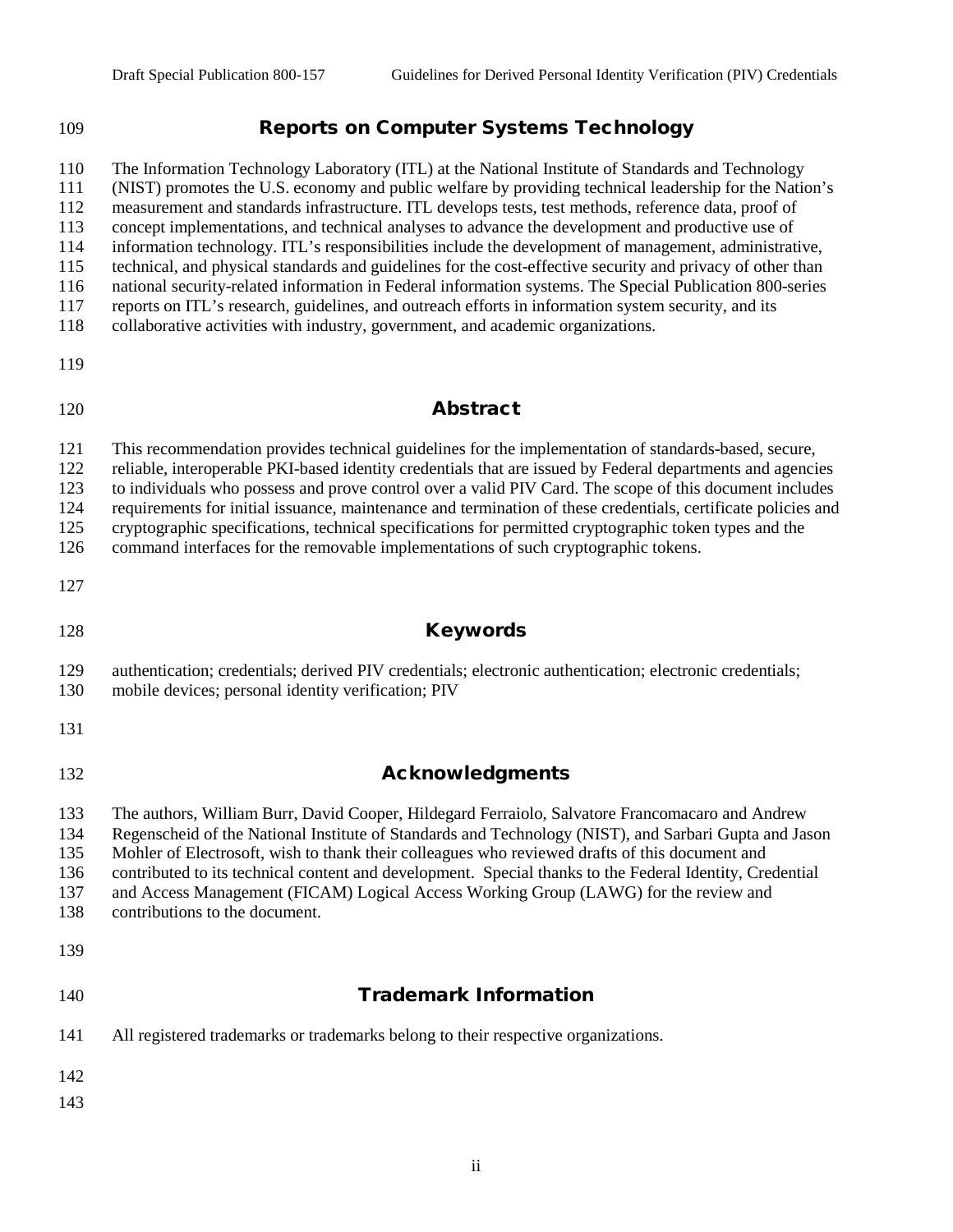## Reports on Computer Systems Technology

The Information Technology Laboratory (ITL) at the National Institute of Standards and Technology (NIST) promotes the U.S. economy and public welfare by providing technical leadership for the Nation's measurement and standards infrastructure. ITL develops tests, test methods, reference data, proof of concept implementations, and technical analyses to advance the development and productive use of information technology. ITL's responsibilities include the development of management, administrative, technical, and physical standards and guidelines for the cost-effective security and privacy of other than national security-related information in Federal information systems. The Special Publication 800-series reports on ITL's research, guidelines, and outreach efforts in information system security, and its collaborative activities with industry, government, and academic organizations.

## Abstract

This recommendation provides technical guidelines for the implementation of standards-based, secure, reliable, interoperable PKI-based identity credentials that are issued by Federal departments and agencies to individuals who possess and prove control over a valid PIV Card. The scope of this document includes requirements for initial issuance, maintenance and termination of these credentials, certificate policies and cryptographic specifications, technical specifications for permitted cryptographic token types and the command interfaces for the removable implementations of such cryptographic tokens.

## Keywords

authentication; credentials; derived PIV credentials; electronic authentication; electronic credentials; mobile devices; personal identity verification; PIV

## Acknowledgments

The authors, William Burr, David Cooper, Hildegard Ferraiolo, Salvatore Francomacaro and Andrew Regenscheid of the National Institute of Standards and Technology (NIST), and Sarbari Gupta and Jason Mohler of Electrosoft, wish to thank their colleagues who reviewed drafts of this document and contributed to its technical content and development. Special thanks to the Federal Identity, Credential and Access Management (FICAM) Logical Access Working Group (LAWG) for the review and contributions to the document.

## Trademark Information

All registered trademarks or trademarks belong to their respective organizations.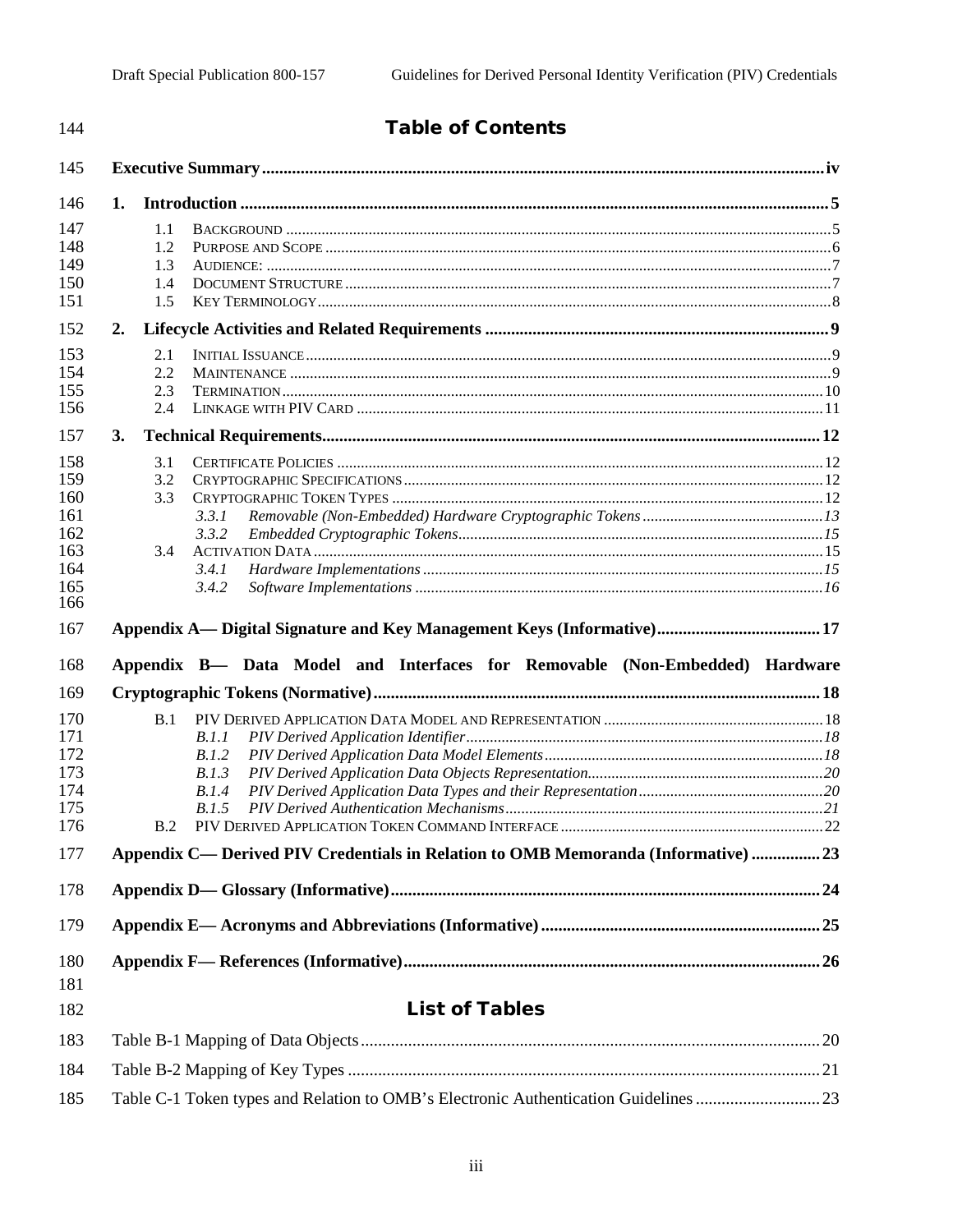# Table of Contents

**Executive Summary** .......... iv

**1. Introduction** .......... 5

- 1.1 Background .......... 5
- 1.2 Purpose and Scope .......... 6
- 1.3 Audience: .......... 7
- 1.4 Document Structure .......... 7
- 1.5 Key Terminology .......... 8

**2. Lifecycle Activities and Related Requirements** .......... 9

- 2.1 Initial Issuance .......... 9
- 2.2 Maintenance .......... 9
- 2.3 Termination .......... 10
- 2.4 Linkage with PIV Card .......... 11

**3. Technical Requirements** .......... 12

- 3.1 Certificate Policies .......... 12
- 3.2 Cryptographic Specifications .......... 12
- 3.3 Cryptographic Token Types .......... 12
  - *3.3.1 Removable (Non-Embedded) Hardware Cryptographic Tokens* .......... 13
  - *3.3.2 Embedded Cryptographic Tokens* .......... 15
- 3.4 Activation Data .......... 15
  - *3.4.1 Hardware Implementations* .......... 15
  - *3.4.2 Software Implementations* .......... 16

**Appendix A— Digital Signature and Key Management Keys (Informative)** .......... 17

**Appendix B— Data Model and Interfaces for Removable (Non-Embedded) Hardware Cryptographic Tokens (Normative)** .......... 18

- B.1 PIV Derived Application Data Model and Representation .......... 18
  - *B.1.1 PIV Derived Application Identifier* .......... 18
  - *B.1.2 PIV Derived Application Data Model Elements* .......... 18
  - *B.1.3 PIV Derived Application Data Objects Representation* .......... 20
  - *B.1.4 PIV Derived Application Data Types and their Representation* .......... 20
  - *B.1.5 PIV Derived Authentication Mechanisms* .......... 21
- B.2 PIV Derived Application Token Command Interface .......... 22

**Appendix C— Derived PIV Credentials in Relation to OMB Memoranda (Informative)** .......... 23

**Appendix D— Glossary (Informative)** .......... 24

**Appendix E— Acronyms and Abbreviations (Informative)** .......... 25

**Appendix F— References (Informative)** .......... 26

# List of Tables

Table B-1 Mapping of Data Objects .......... 20

Table B-2 Mapping of Key Types .......... 21

Table C-1 Token types and Relation to OMB's Electronic Authentication Guidelines .......... 23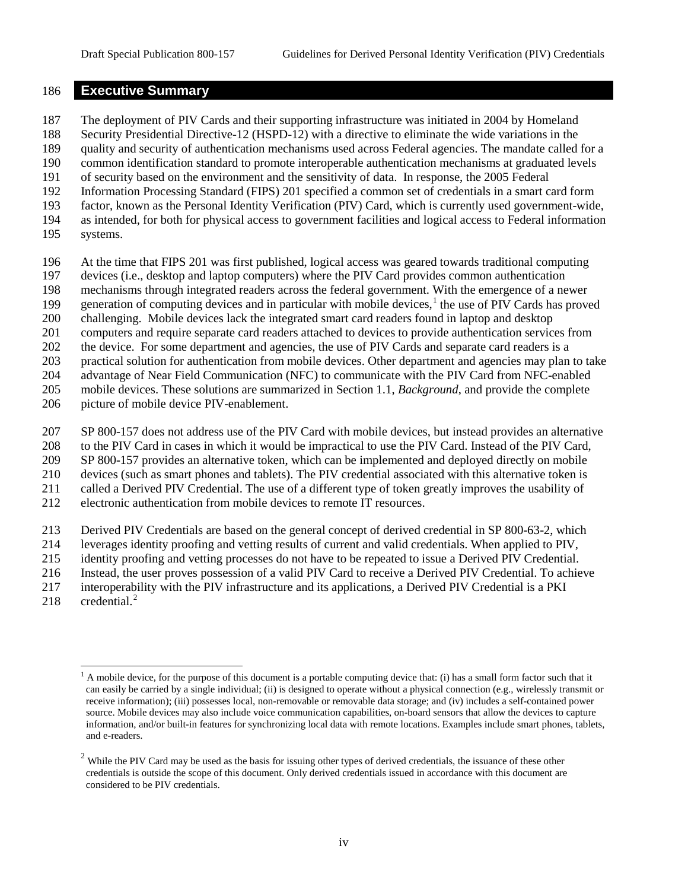# Executive Summary

The deployment of PIV Cards and their supporting infrastructure was initiated in 2004 by Homeland Security Presidential Directive-12 (HSPD-12) with a directive to eliminate the wide variations in the quality and security of authentication mechanisms used across Federal agencies. The mandate called for a common identification standard to promote interoperable authentication mechanisms at graduated levels of security based on the environment and the sensitivity of data. In response, the 2005 Federal Information Processing Standard (FIPS) 201 specified a common set of credentials in a smart card form factor, known as the Personal Identity Verification (PIV) Card, which is currently used government-wide, as intended, for both for physical access to government facilities and logical access to Federal information systems.

At the time that FIPS 201 was first published, logical access was geared towards traditional computing devices (i.e., desktop and laptop computers) where the PIV Card provides common authentication mechanisms through integrated readers across the federal government. With the emergence of a newer generation of computing devices and in particular with mobile devices,[1] the use of PIV Cards has proved challenging. Mobile devices lack the integrated smart card readers found in laptop and desktop computers and require separate card readers attached to devices to provide authentication services from the device. For some department and agencies, the use of PIV Cards and separate card readers is a practical solution for authentication from mobile devices. Other department and agencies may plan to take advantage of Near Field Communication (NFC) to communicate with the PIV Card from NFC-enabled mobile devices. These solutions are summarized in Section 1.1, *Background*, and provide the complete picture of mobile device PIV-enablement.

SP 800-157 does not address use of the PIV Card with mobile devices, but instead provides an alternative to the PIV Card in cases in which it would be impractical to use the PIV Card. Instead of the PIV Card, SP 800-157 provides an alternative token, which can be implemented and deployed directly on mobile devices (such as smart phones and tablets). The PIV credential associated with this alternative token is called a Derived PIV Credential. The use of a different type of token greatly improves the usability of electronic authentication from mobile devices to remote IT resources.

Derived PIV Credentials are based on the general concept of derived credential in SP 800-63-2, which leverages identity proofing and vetting results of current and valid credentials. When applied to PIV, identity proofing and vetting processes do not have to be repeated to issue a Derived PIV Credential. Instead, the user proves possession of a valid PIV Card to receive a Derived PIV Credential. To achieve interoperability with the PIV infrastructure and its applications, a Derived PIV Credential is a PKI credential.[2]

---

[1] A mobile device, for the purpose of this document is a portable computing device that: (i) has a small form factor such that it can easily be carried by a single individual; (ii) is designed to operate without a physical connection (e.g., wirelessly transmit or receive information); (iii) possesses local, non-removable or removable data storage; and (iv) includes a self-contained power source. Mobile devices may also include voice communication capabilities, on-board sensors that allow the devices to capture information, and/or built-in features for synchronizing local data with remote locations. Examples include smart phones, tablets, and e-readers.

[2] While the PIV Card may be used as the basis for issuing other types of derived credentials, the issuance of these other credentials is outside the scope of this document. Only derived credentials issued in accordance with this document are considered to be PIV credentials.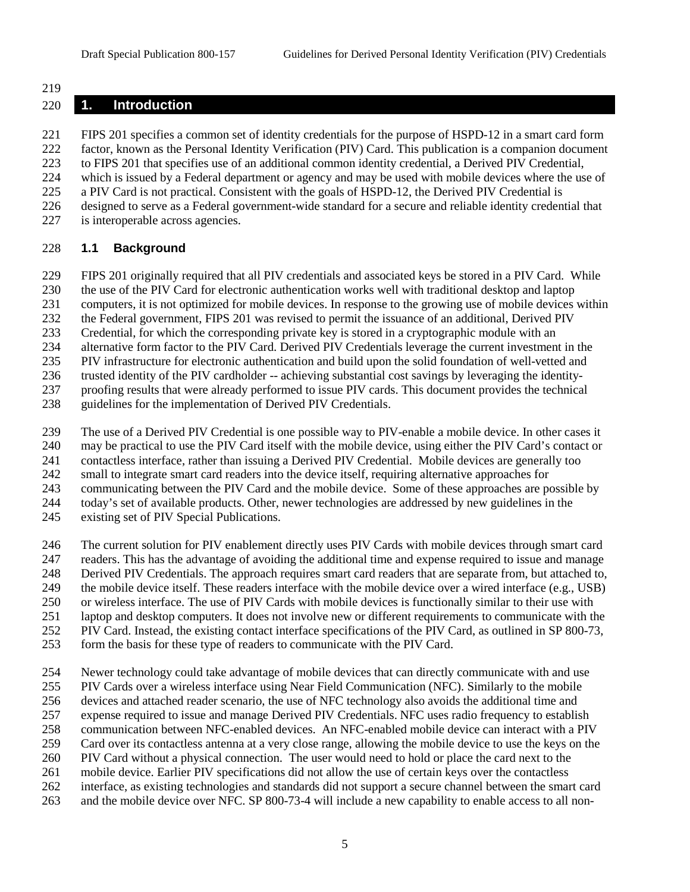# 1. Introduction

FIPS 201 specifies a common set of identity credentials for the purpose of HSPD-12 in a smart card form factor, known as the Personal Identity Verification (PIV) Card. This publication is a companion document to FIPS 201 that specifies use of an additional common identity credential, a Derived PIV Credential, which is issued by a Federal department or agency and may be used with mobile devices where the use of a PIV Card is not practical. Consistent with the goals of HSPD-12, the Derived PIV Credential is designed to serve as a Federal government-wide standard for a secure and reliable identity credential that is interoperable across agencies.

## 1.1 Background

FIPS 201 originally required that all PIV credentials and associated keys be stored in a PIV Card. While the use of the PIV Card for electronic authentication works well with traditional desktop and laptop computers, it is not optimized for mobile devices. In response to the growing use of mobile devices within the Federal government, FIPS 201 was revised to permit the issuance of an additional, Derived PIV Credential, for which the corresponding private key is stored in a cryptographic module with an alternative form factor to the PIV Card. Derived PIV Credentials leverage the current investment in the PIV infrastructure for electronic authentication and build upon the solid foundation of well-vetted and trusted identity of the PIV cardholder -- achieving substantial cost savings by leveraging the identity-proofing results that were already performed to issue PIV cards. This document provides the technical guidelines for the implementation of Derived PIV Credentials.

The use of a Derived PIV Credential is one possible way to PIV-enable a mobile device. In other cases it may be practical to use the PIV Card itself with the mobile device, using either the PIV Card's contact or contactless interface, rather than issuing a Derived PIV Credential. Mobile devices are generally too small to integrate smart card readers into the device itself, requiring alternative approaches for communicating between the PIV Card and the mobile device. Some of these approaches are possible by today's set of available products. Other, newer technologies are addressed by new guidelines in the existing set of PIV Special Publications.

The current solution for PIV enablement directly uses PIV Cards with mobile devices through smart card readers. This has the advantage of avoiding the additional time and expense required to issue and manage Derived PIV Credentials. The approach requires smart card readers that are separate from, but attached to, the mobile device itself. These readers interface with the mobile device over a wired interface (e.g., USB) or wireless interface. The use of PIV Cards with mobile devices is functionally similar to their use with laptop and desktop computers. It does not involve new or different requirements to communicate with the PIV Card. Instead, the existing contact interface specifications of the PIV Card, as outlined in SP 800-73, form the basis for these type of readers to communicate with the PIV Card.

Newer technology could take advantage of mobile devices that can directly communicate with and use PIV Cards over a wireless interface using Near Field Communication (NFC). Similarly to the mobile devices and attached reader scenario, the use of NFC technology also avoids the additional time and expense required to issue and manage Derived PIV Credentials. NFC uses radio frequency to establish communication between NFC-enabled devices. An NFC-enabled mobile device can interact with a PIV Card over its contactless antenna at a very close range, allowing the mobile device to use the keys on the PIV Card without a physical connection. The user would need to hold or place the card next to the mobile device. Earlier PIV specifications did not allow the use of certain keys over the contactless interface, as existing technologies and standards did not support a secure channel between the smart card and the mobile device over NFC. SP 800-73-4 will include a new capability to enable access to all non-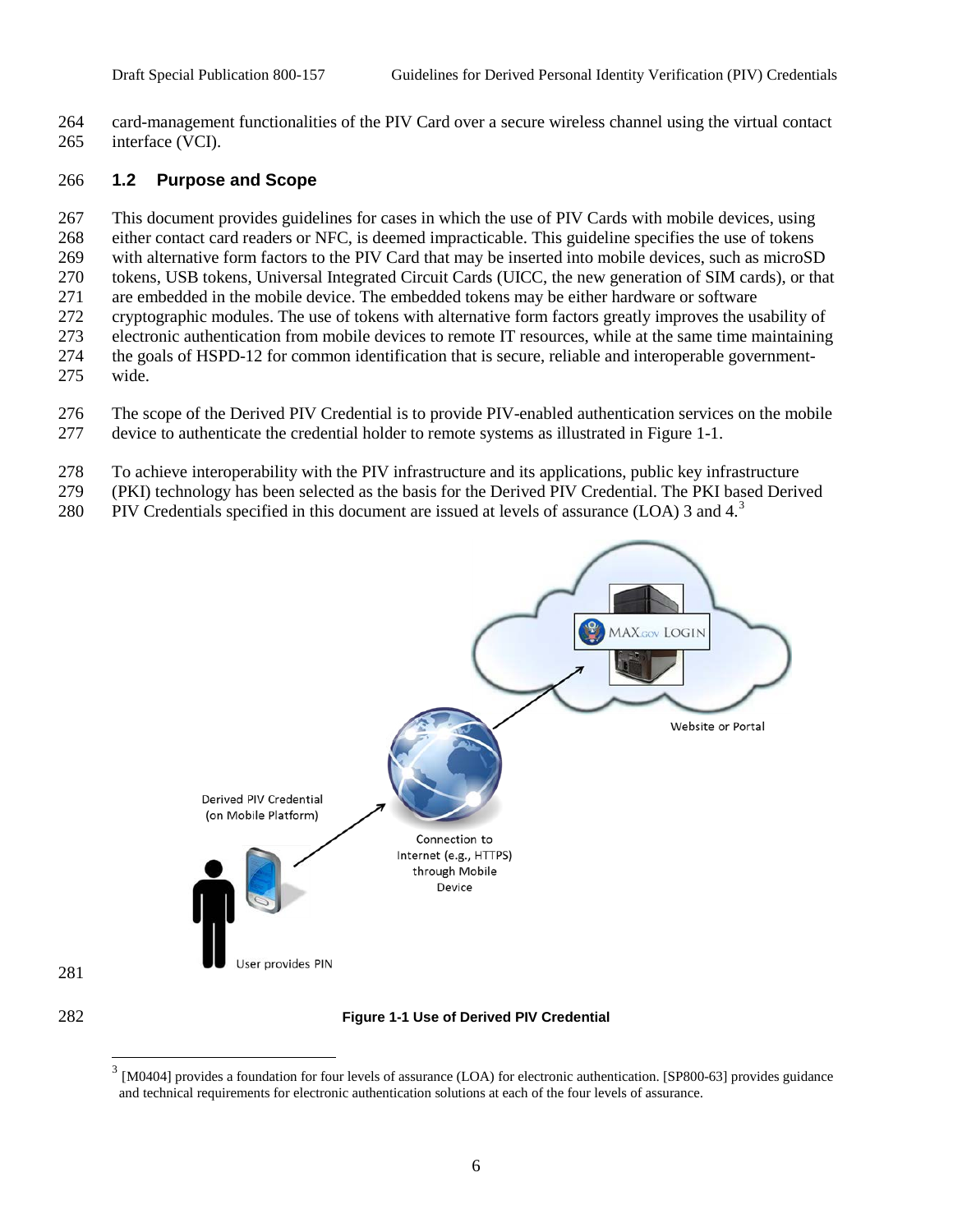card-management functionalities of the PIV Card over a secure wireless channel using the virtual contact interface (VCI).

## 1.2 Purpose and Scope

This document provides guidelines for cases in which the use of PIV Cards with mobile devices, using either contact card readers or NFC, is deemed impracticable. This guideline specifies the use of tokens with alternative form factors to the PIV Card that may be inserted into mobile devices, such as microSD tokens, USB tokens, Universal Integrated Circuit Cards (UICC, the new generation of SIM cards), or that are embedded in the mobile device. The embedded tokens may be either hardware or software cryptographic modules. The use of tokens with alternative form factors greatly improves the usability of electronic authentication from mobile devices to remote IT resources, while at the same time maintaining the goals of HSPD-12 for common identification that is secure, reliable and interoperable government-wide.

The scope of the Derived PIV Credential is to provide PIV-enabled authentication services on the mobile device to authenticate the credential holder to remote systems as illustrated in Figure 1-1.

To achieve interoperability with the PIV infrastructure and its applications, public key infrastructure (PKI) technology has been selected as the basis for the Derived PIV Credential. The PKI based Derived PIV Credentials specified in this document are issued at levels of assurance (LOA) 3 and 4.[3]

**Figure 1-1 Use of Derived PIV Credential**

[3] [M0404] provides a foundation for four levels of assurance (LOA) for electronic authentication. [SP800-63] provides guidance and technical requirements for electronic authentication solutions at each of the four levels of assurance.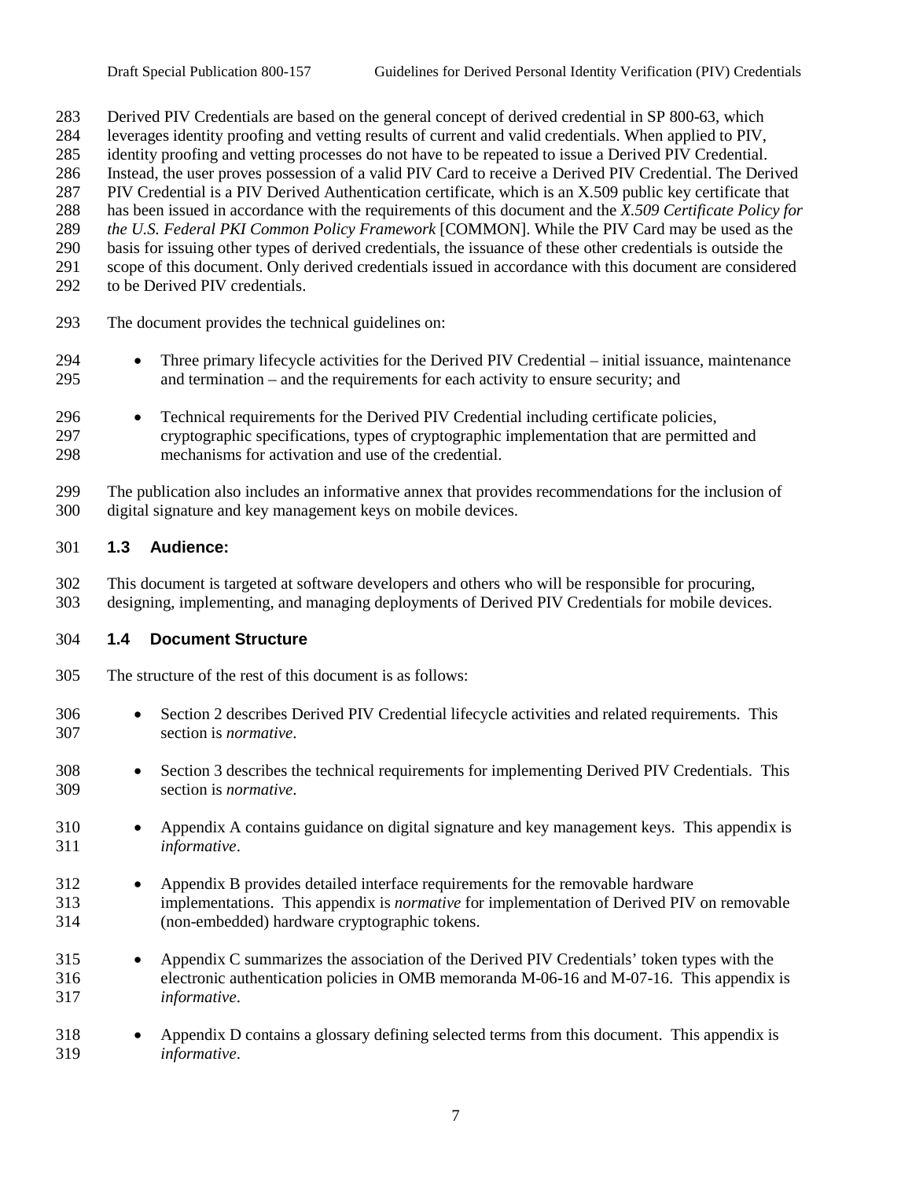Derived PIV Credentials are based on the general concept of derived credential in SP 800-63, which leverages identity proofing and vetting results of current and valid credentials. When applied to PIV, identity proofing and vetting processes do not have to be repeated to issue a Derived PIV Credential. Instead, the user proves possession of a valid PIV Card to receive a Derived PIV Credential. The Derived PIV Credential is a PIV Derived Authentication certificate, which is an X.509 public key certificate that has been issued in accordance with the requirements of this document and the *X.509 Certificate Policy for the U.S. Federal PKI Common Policy Framework* [COMMON]. While the PIV Card may be used as the basis for issuing other types of derived credentials, the issuance of these other credentials is outside the scope of this document. Only derived credentials issued in accordance with this document are considered to be Derived PIV credentials.

The document provides the technical guidelines on:

- Three primary lifecycle activities for the Derived PIV Credential – initial issuance, maintenance and termination – and the requirements for each activity to ensure security; and
- Technical requirements for the Derived PIV Credential including certificate policies, cryptographic specifications, types of cryptographic implementation that are permitted and mechanisms for activation and use of the credential.

The publication also includes an informative annex that provides recommendations for the inclusion of digital signature and key management keys on mobile devices.

### 1.3 Audience:

This document is targeted at software developers and others who will be responsible for procuring, designing, implementing, and managing deployments of Derived PIV Credentials for mobile devices.

### 1.4 Document Structure

The structure of the rest of this document is as follows:

- Section 2 describes Derived PIV Credential lifecycle activities and related requirements. This section is *normative*.
- Section 3 describes the technical requirements for implementing Derived PIV Credentials. This section is *normative*.
- Appendix A contains guidance on digital signature and key management keys. This appendix is *informative*.
- Appendix B provides detailed interface requirements for the removable hardware implementations. This appendix is *normative* for implementation of Derived PIV on removable (non-embedded) hardware cryptographic tokens.
- Appendix C summarizes the association of the Derived PIV Credentials' token types with the electronic authentication policies in OMB memoranda M-06-16 and M-07-16. This appendix is *informative*.
- Appendix D contains a glossary defining selected terms from this document. This appendix is *informative*.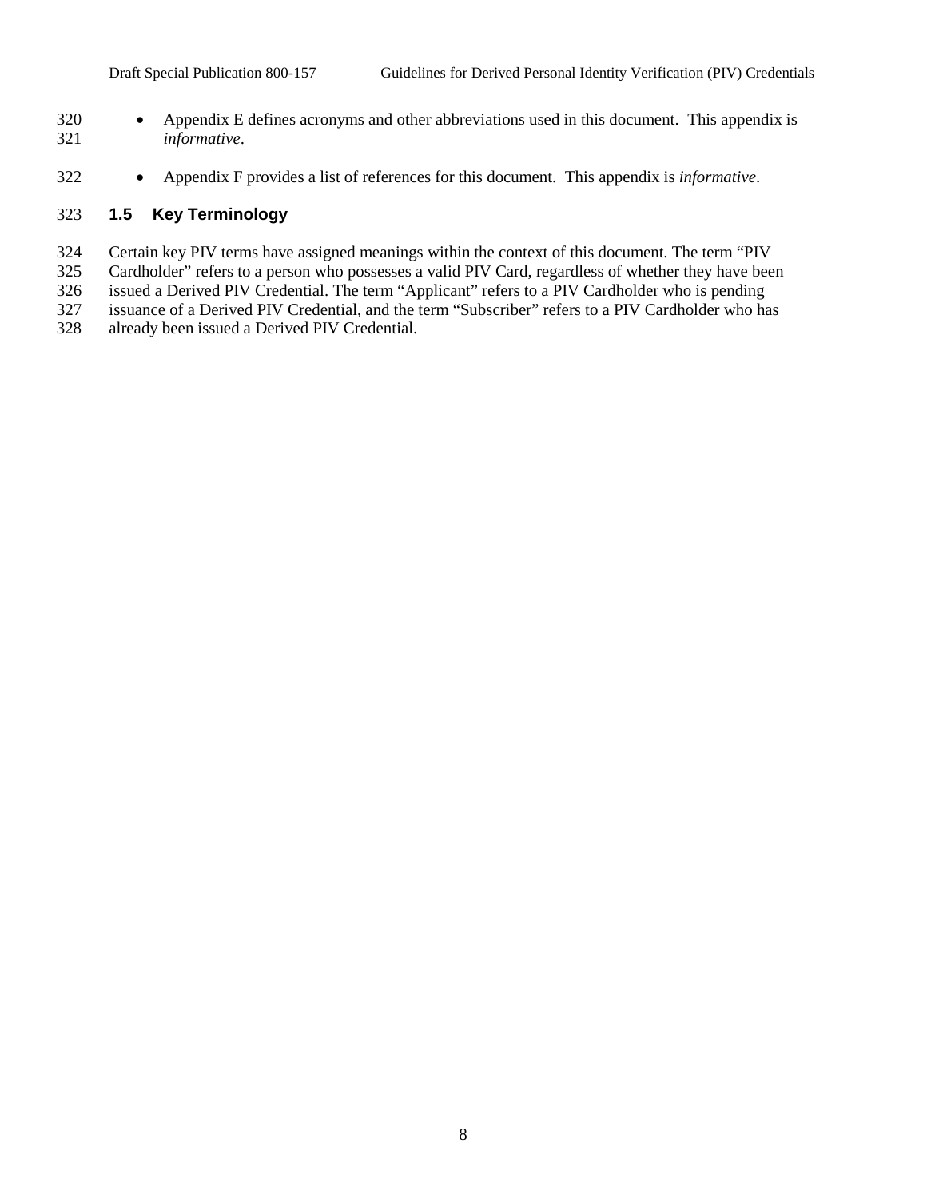- Appendix E defines acronyms and other abbreviations used in this document. This appendix is *informative*.

- Appendix F provides a list of references for this document. This appendix is *informative*.

## 1.5 Key Terminology

Certain key PIV terms have assigned meanings within the context of this document. The term "PIV Cardholder" refers to a person who possesses a valid PIV Card, regardless of whether they have been issued a Derived PIV Credential. The term "Applicant" refers to a PIV Cardholder who is pending issuance of a Derived PIV Credential, and the term "Subscriber" refers to a PIV Cardholder who has already been issued a Derived PIV Credential.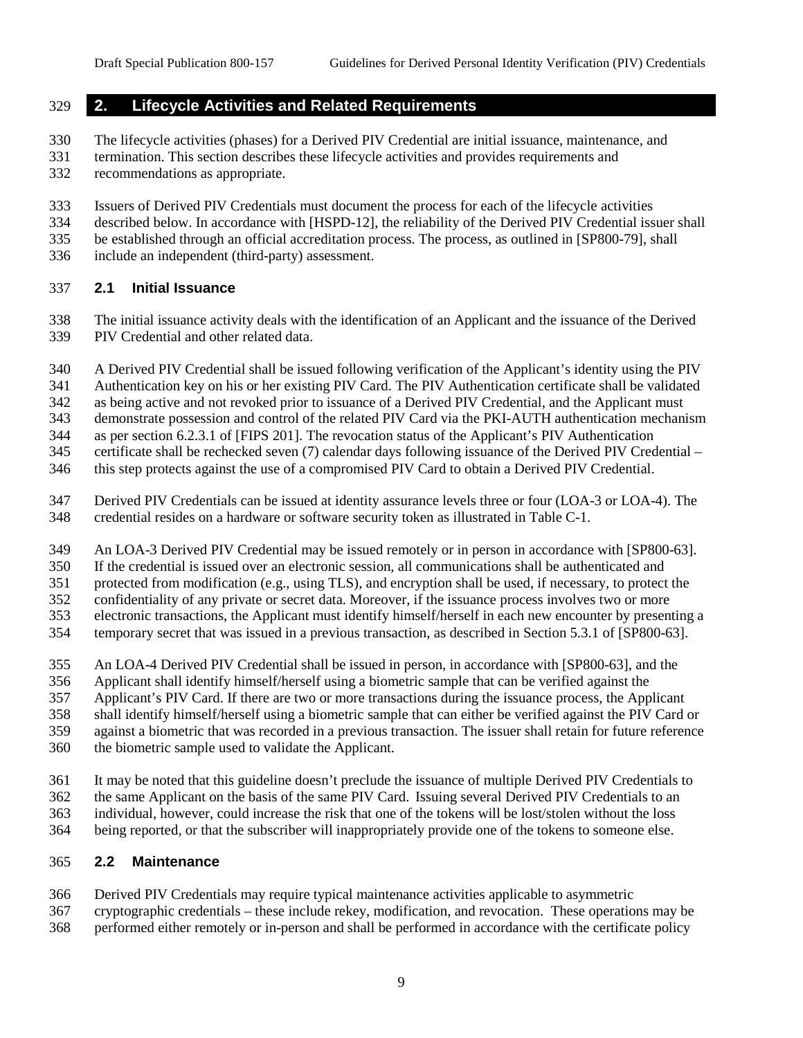# 2. Lifecycle Activities and Related Requirements

The lifecycle activities (phases) for a Derived PIV Credential are initial issuance, maintenance, and termination. This section describes these lifecycle activities and provides requirements and recommendations as appropriate.

Issuers of Derived PIV Credentials must document the process for each of the lifecycle activities described below. In accordance with [HSPD-12], the reliability of the Derived PIV Credential issuer shall be established through an official accreditation process. The process, as outlined in [SP800-79], shall include an independent (third-party) assessment.

## 2.1 Initial Issuance

The initial issuance activity deals with the identification of an Applicant and the issuance of the Derived PIV Credential and other related data.

A Derived PIV Credential shall be issued following verification of the Applicant's identity using the PIV Authentication key on his or her existing PIV Card. The PIV Authentication certificate shall be validated as being active and not revoked prior to issuance of a Derived PIV Credential, and the Applicant must demonstrate possession and control of the related PIV Card via the PKI-AUTH authentication mechanism as per section 6.2.3.1 of [FIPS 201]. The revocation status of the Applicant's PIV Authentication certificate shall be rechecked seven (7) calendar days following issuance of the Derived PIV Credential – this step protects against the use of a compromised PIV Card to obtain a Derived PIV Credential.

Derived PIV Credentials can be issued at identity assurance levels three or four (LOA-3 or LOA-4). The credential resides on a hardware or software security token as illustrated in Table C-1.

An LOA-3 Derived PIV Credential may be issued remotely or in person in accordance with [SP800-63]. If the credential is issued over an electronic session, all communications shall be authenticated and protected from modification (e.g., using TLS), and encryption shall be used, if necessary, to protect the confidentiality of any private or secret data. Moreover, if the issuance process involves two or more electronic transactions, the Applicant must identify himself/herself in each new encounter by presenting a temporary secret that was issued in a previous transaction, as described in Section 5.3.1 of [SP800-63].

An LOA-4 Derived PIV Credential shall be issued in person, in accordance with [SP800-63], and the Applicant shall identify himself/herself using a biometric sample that can be verified against the Applicant's PIV Card. If there are two or more transactions during the issuance process, the Applicant shall identify himself/herself using a biometric sample that can either be verified against the PIV Card or against a biometric that was recorded in a previous transaction. The issuer shall retain for future reference the biometric sample used to validate the Applicant.

It may be noted that this guideline doesn't preclude the issuance of multiple Derived PIV Credentials to the same Applicant on the basis of the same PIV Card. Issuing several Derived PIV Credentials to an individual, however, could increase the risk that one of the tokens will be lost/stolen without the loss being reported, or that the subscriber will inappropriately provide one of the tokens to someone else.

## 2.2 Maintenance

Derived PIV Credentials may require typical maintenance activities applicable to asymmetric cryptographic credentials – these include rekey, modification, and revocation. These operations may be performed either remotely or in-person and shall be performed in accordance with the certificate policy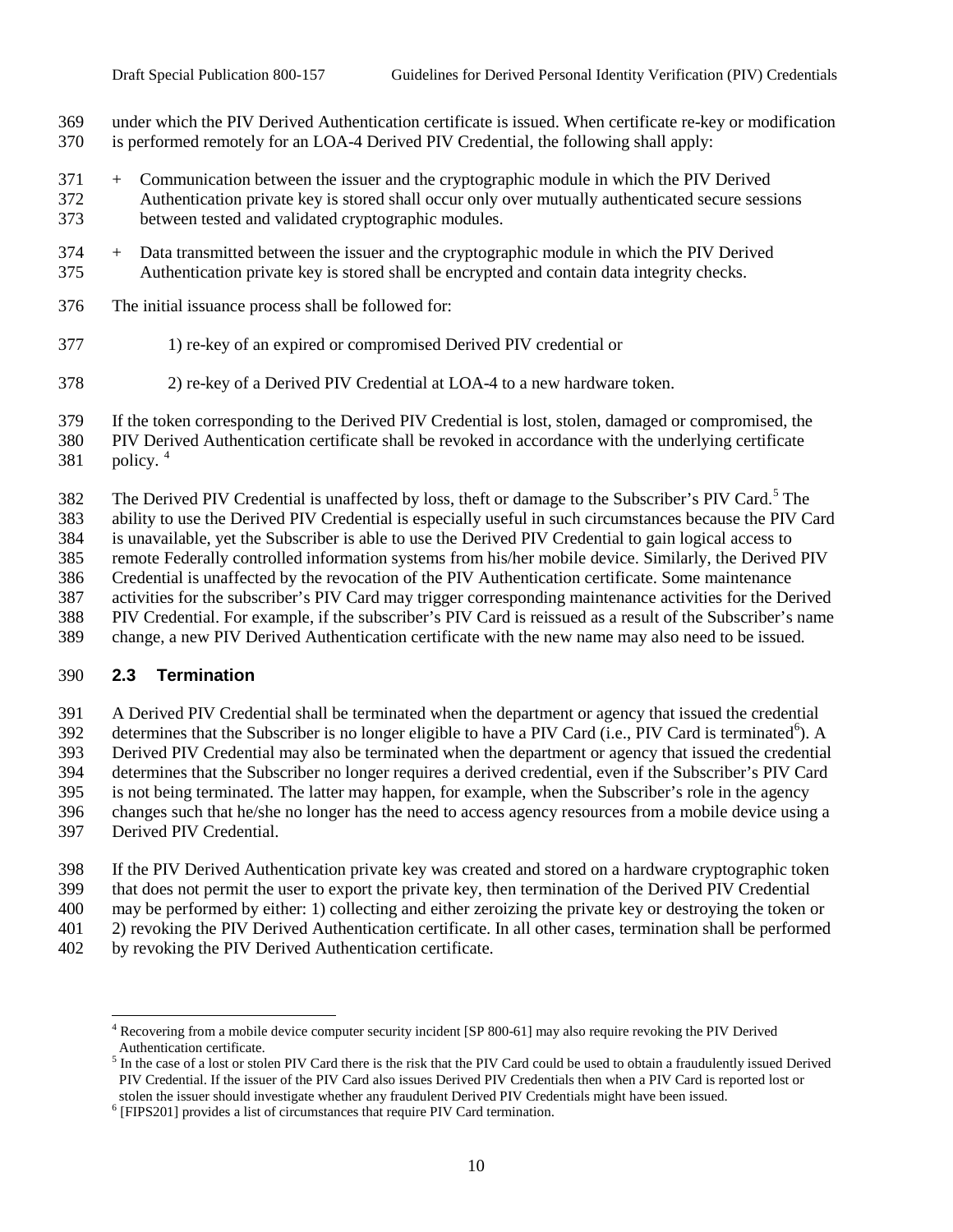under which the PIV Derived Authentication certificate is issued. When certificate re-key or modification is performed remotely for an LOA-4 Derived PIV Credential, the following shall apply:

+ Communication between the issuer and the cryptographic module in which the PIV Derived Authentication private key is stored shall occur only over mutually authenticated secure sessions between tested and validated cryptographic modules.
+ Data transmitted between the issuer and the cryptographic module in which the PIV Derived Authentication private key is stored shall be encrypted and contain data integrity checks.

The initial issuance process shall be followed for:

1) re-key of an expired or compromised Derived PIV credential or

2) re-key of a Derived PIV Credential at LOA-4 to a new hardware token.

If the token corresponding to the Derived PIV Credential is lost, stolen, damaged or compromised, the PIV Derived Authentication certificate shall be revoked in accordance with the underlying certificate policy. [4]

The Derived PIV Credential is unaffected by loss, theft or damage to the Subscriber's PIV Card.[5] The ability to use the Derived PIV Credential is especially useful in such circumstances because the PIV Card is unavailable, yet the Subscriber is able to use the Derived PIV Credential to gain logical access to remote Federally controlled information systems from his/her mobile device. Similarly, the Derived PIV Credential is unaffected by the revocation of the PIV Authentication certificate. Some maintenance activities for the subscriber's PIV Card may trigger corresponding maintenance activities for the Derived PIV Credential. For example, if the subscriber's PIV Card is reissued as a result of the Subscriber's name change, a new PIV Derived Authentication certificate with the new name may also need to be issued.

### 2.3 Termination

A Derived PIV Credential shall be terminated when the department or agency that issued the credential determines that the Subscriber is no longer eligible to have a PIV Card (i.e., PIV Card is terminated[6]). A Derived PIV Credential may also be terminated when the department or agency that issued the credential determines that the Subscriber no longer requires a derived credential, even if the Subscriber's PIV Card is not being terminated. The latter may happen, for example, when the Subscriber's role in the agency changes such that he/she no longer has the need to access agency resources from a mobile device using a Derived PIV Credential.

If the PIV Derived Authentication private key was created and stored on a hardware cryptographic token that does not permit the user to export the private key, then termination of the Derived PIV Credential may be performed by either: 1) collecting and either zeroizing the private key or destroying the token or 2) revoking the PIV Derived Authentication certificate. In all other cases, termination shall be performed by revoking the PIV Derived Authentication certificate.

---

[4] Recovering from a mobile device computer security incident [SP 800-61] may also require revoking the PIV Derived Authentication certificate.

[5] In the case of a lost or stolen PIV Card there is the risk that the PIV Card could be used to obtain a fraudulently issued Derived PIV Credential. If the issuer of the PIV Card also issues Derived PIV Credentials then when a PIV Card is reported lost or stolen the issuer should investigate whether any fraudulent Derived PIV Credentials might have been issued.

[6] [FIPS201] provides a list of circumstances that require PIV Card termination.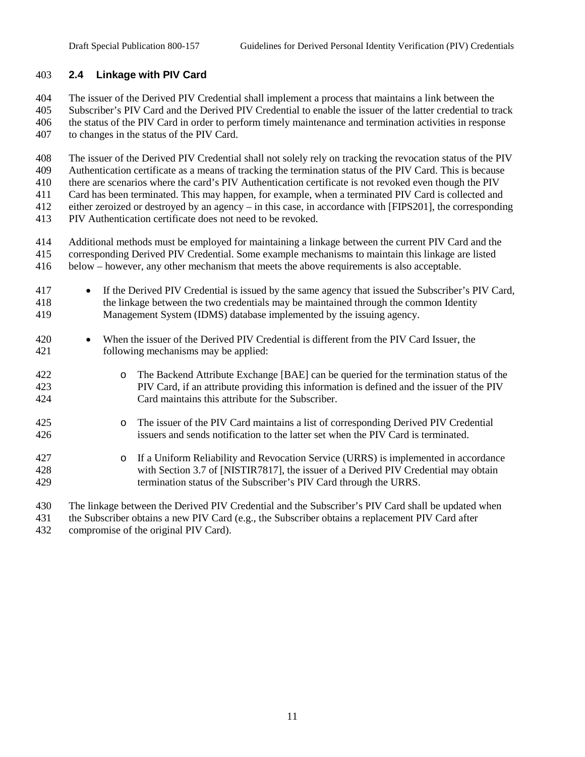## 2.4 Linkage with PIV Card

The issuer of the Derived PIV Credential shall implement a process that maintains a link between the Subscriber's PIV Card and the Derived PIV Credential to enable the issuer of the latter credential to track the status of the PIV Card in order to perform timely maintenance and termination activities in response to changes in the status of the PIV Card.

The issuer of the Derived PIV Credential shall not solely rely on tracking the revocation status of the PIV Authentication certificate as a means of tracking the termination status of the PIV Card. This is because there are scenarios where the card's PIV Authentication certificate is not revoked even though the PIV Card has been terminated. This may happen, for example, when a terminated PIV Card is collected and either zeroized or destroyed by an agency – in this case, in accordance with [FIPS201], the corresponding PIV Authentication certificate does not need to be revoked.

Additional methods must be employed for maintaining a linkage between the current PIV Card and the corresponding Derived PIV Credential. Some example mechanisms to maintain this linkage are listed below – however, any other mechanism that meets the above requirements is also acceptable.

- If the Derived PIV Credential is issued by the same agency that issued the Subscriber's PIV Card, the linkage between the two credentials may be maintained through the common Identity Management System (IDMS) database implemented by the issuing agency.
- When the issuer of the Derived PIV Credential is different from the PIV Card Issuer, the following mechanisms may be applied:
    - The Backend Attribute Exchange [BAE] can be queried for the termination status of the PIV Card, if an attribute providing this information is defined and the issuer of the PIV Card maintains this attribute for the Subscriber.
    - The issuer of the PIV Card maintains a list of corresponding Derived PIV Credential issuers and sends notification to the latter set when the PIV Card is terminated.
    - If a Uniform Reliability and Revocation Service (URRS) is implemented in accordance with Section 3.7 of [NISTIR7817], the issuer of a Derived PIV Credential may obtain termination status of the Subscriber's PIV Card through the URRS.

The linkage between the Derived PIV Credential and the Subscriber's PIV Card shall be updated when the Subscriber obtains a new PIV Card (e.g., the Subscriber obtains a replacement PIV Card after compromise of the original PIV Card).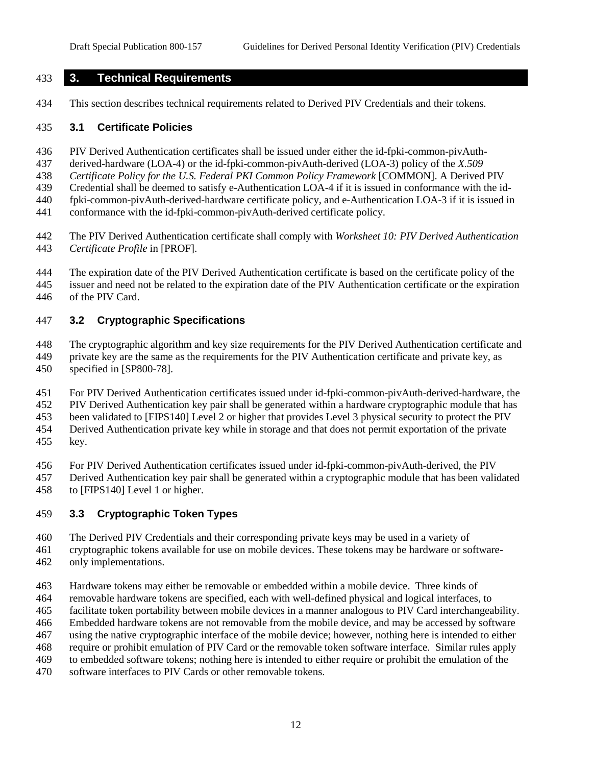# 3. Technical Requirements

This section describes technical requirements related to Derived PIV Credentials and their tokens.

## 3.1 Certificate Policies

PIV Derived Authentication certificates shall be issued under either the id-fpki-common-pivAuth-derived-hardware (LOA-4) or the id-fpki-common-pivAuth-derived (LOA-3) policy of the *X.509 Certificate Policy for the U.S. Federal PKI Common Policy Framework* [COMMON]. A Derived PIV Credential shall be deemed to satisfy e-Authentication LOA-4 if it is issued in conformance with the id-fpki-common-pivAuth-derived-hardware certificate policy, and e-Authentication LOA-3 if it is issued in conformance with the id-fpki-common-pivAuth-derived certificate policy.

The PIV Derived Authentication certificate shall comply with *Worksheet 10: PIV Derived Authentication Certificate Profile* in [PROF].

The expiration date of the PIV Derived Authentication certificate is based on the certificate policy of the issuer and need not be related to the expiration date of the PIV Authentication certificate or the expiration of the PIV Card.

## 3.2 Cryptographic Specifications

The cryptographic algorithm and key size requirements for the PIV Derived Authentication certificate and private key are the same as the requirements for the PIV Authentication certificate and private key, as specified in [SP800-78].

For PIV Derived Authentication certificates issued under id-fpki-common-pivAuth-derived-hardware, the PIV Derived Authentication key pair shall be generated within a hardware cryptographic module that has been validated to [FIPS140] Level 2 or higher that provides Level 3 physical security to protect the PIV Derived Authentication private key while in storage and that does not permit exportation of the private key.

For PIV Derived Authentication certificates issued under id-fpki-common-pivAuth-derived, the PIV Derived Authentication key pair shall be generated within a cryptographic module that has been validated to [FIPS140] Level 1 or higher.

## 3.3 Cryptographic Token Types

The Derived PIV Credentials and their corresponding private keys may be used in a variety of cryptographic tokens available for use on mobile devices. These tokens may be hardware or software-only implementations.

Hardware tokens may either be removable or embedded within a mobile device. Three kinds of removable hardware tokens are specified, each with well-defined physical and logical interfaces, to facilitate token portability between mobile devices in a manner analogous to PIV Card interchangeability. Embedded hardware tokens are not removable from the mobile device, and may be accessed by software using the native cryptographic interface of the mobile device; however, nothing here is intended to either require or prohibit emulation of PIV Card or the removable token software interface. Similar rules apply to embedded software tokens; nothing here is intended to either require or prohibit the emulation of the software interfaces to PIV Cards or other removable tokens.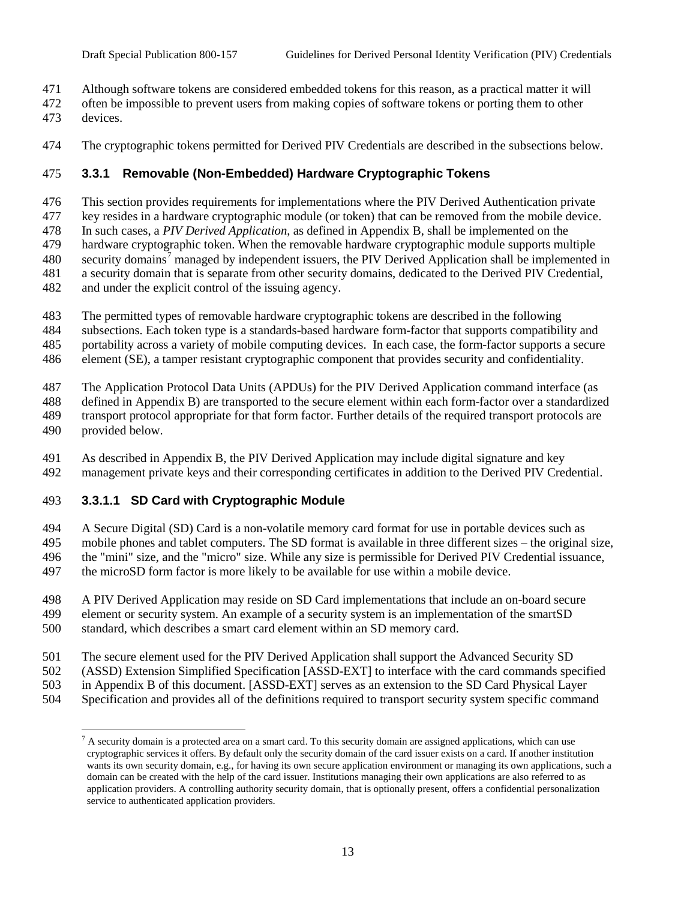Although software tokens are considered embedded tokens for this reason, as a practical matter it will often be impossible to prevent users from making copies of software tokens or porting them to other devices.

The cryptographic tokens permitted for Derived PIV Credentials are described in the subsections below.

### 3.3.1 Removable (Non-Embedded) Hardware Cryptographic Tokens

This section provides requirements for implementations where the PIV Derived Authentication private key resides in a hardware cryptographic module (or token) that can be removed from the mobile device. In such cases, a *PIV Derived Application*, as defined in Appendix B, shall be implemented on the hardware cryptographic token. When the removable hardware cryptographic module supports multiple security domains[7] managed by independent issuers, the PIV Derived Application shall be implemented in a security domain that is separate from other security domains, dedicated to the Derived PIV Credential, and under the explicit control of the issuing agency.

The permitted types of removable hardware cryptographic tokens are described in the following subsections. Each token type is a standards-based hardware form-factor that supports compatibility and portability across a variety of mobile computing devices. In each case, the form-factor supports a secure element (SE), a tamper resistant cryptographic component that provides security and confidentiality.

The Application Protocol Data Units (APDUs) for the PIV Derived Application command interface (as defined in Appendix B) are transported to the secure element within each form-factor over a standardized transport protocol appropriate for that form factor. Further details of the required transport protocols are provided below.

As described in Appendix B, the PIV Derived Application may include digital signature and key management private keys and their corresponding certificates in addition to the Derived PIV Credential.

#### 3.3.1.1 SD Card with Cryptographic Module

A Secure Digital (SD) Card is a non-volatile memory card format for use in portable devices such as mobile phones and tablet computers. The SD format is available in three different sizes – the original size, the "mini" size, and the "micro" size. While any size is permissible for Derived PIV Credential issuance, the microSD form factor is more likely to be available for use within a mobile device.

A PIV Derived Application may reside on SD Card implementations that include an on-board secure element or security system. An example of a security system is an implementation of the smartSD standard, which describes a smart card element within an SD memory card.

The secure element used for the PIV Derived Application shall support the Advanced Security SD (ASSD) Extension Simplified Specification [ASSD-EXT] to interface with the card commands specified in Appendix B of this document. [ASSD-EXT] serves as an extension to the SD Card Physical Layer Specification and provides all of the definitions required to transport security system specific command

[7] A security domain is a protected area on a smart card. To this security domain are assigned applications, which can use cryptographic services it offers. By default only the security domain of the card issuer exists on a card. If another institution wants its own security domain, e.g., for having its own secure application environment or managing its own applications, such a domain can be created with the help of the card issuer. Institutions managing their own applications are also referred to as application providers. A controlling authority security domain, that is optionally present, offers a confidential personalization service to authenticated application providers.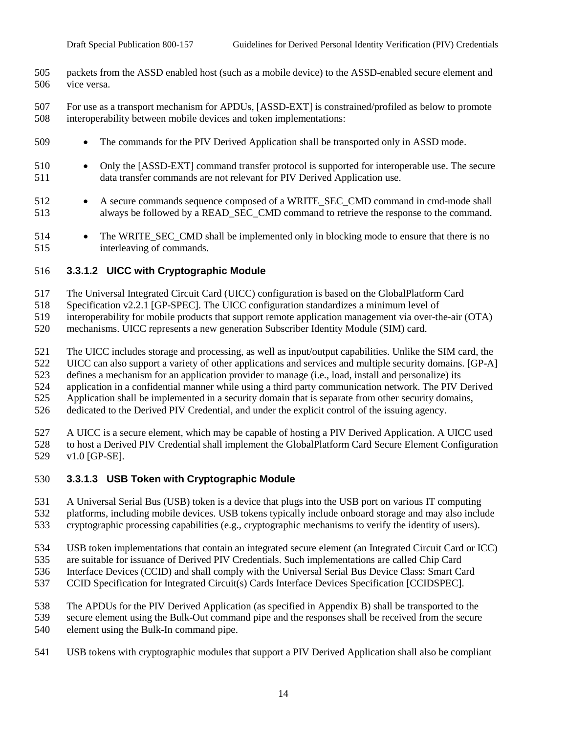packets from the ASSD enabled host (such as a mobile device) to the ASSD-enabled secure element and vice versa.

For use as a transport mechanism for APDUs, [ASSD-EXT] is constrained/profiled as below to promote interoperability between mobile devices and token implementations:

- The commands for the PIV Derived Application shall be transported only in ASSD mode.
- Only the [ASSD-EXT] command transfer protocol is supported for interoperable use. The secure data transfer commands are not relevant for PIV Derived Application use.
- A secure commands sequence composed of a WRITE_SEC_CMD command in cmd-mode shall always be followed by a READ_SEC_CMD command to retrieve the response to the command.
- The WRITE_SEC_CMD shall be implemented only in blocking mode to ensure that there is no interleaving of commands.

#### 3.3.1.2 UICC with Cryptographic Module

The Universal Integrated Circuit Card (UICC) configuration is based on the GlobalPlatform Card Specification v2.2.1 [GP-SPEC]. The UICC configuration standardizes a minimum level of interoperability for mobile products that support remote application management via over-the-air (OTA) mechanisms. UICC represents a new generation Subscriber Identity Module (SIM) card.

The UICC includes storage and processing, as well as input/output capabilities. Unlike the SIM card, the UICC can also support a variety of other applications and services and multiple security domains. [GP-A] defines a mechanism for an application provider to manage (i.e., load, install and personalize) its application in a confidential manner while using a third party communication network. The PIV Derived Application shall be implemented in a security domain that is separate from other security domains, dedicated to the Derived PIV Credential, and under the explicit control of the issuing agency.

A UICC is a secure element, which may be capable of hosting a PIV Derived Application. A UICC used to host a Derived PIV Credential shall implement the GlobalPlatform Card Secure Element Configuration v1.0 [GP-SE].

#### 3.3.1.3 USB Token with Cryptographic Module

A Universal Serial Bus (USB) token is a device that plugs into the USB port on various IT computing platforms, including mobile devices. USB tokens typically include onboard storage and may also include cryptographic processing capabilities (e.g., cryptographic mechanisms to verify the identity of users).

USB token implementations that contain an integrated secure element (an Integrated Circuit Card or ICC) are suitable for issuance of Derived PIV Credentials. Such implementations are called Chip Card Interface Devices (CCID) and shall comply with the Universal Serial Bus Device Class: Smart Card CCID Specification for Integrated Circuit(s) Cards Interface Devices Specification [CCIDSPEC].

The APDUs for the PIV Derived Application (as specified in Appendix B) shall be transported to the secure element using the Bulk-Out command pipe and the responses shall be received from the secure element using the Bulk-In command pipe.

USB tokens with cryptographic modules that support a PIV Derived Application shall also be compliant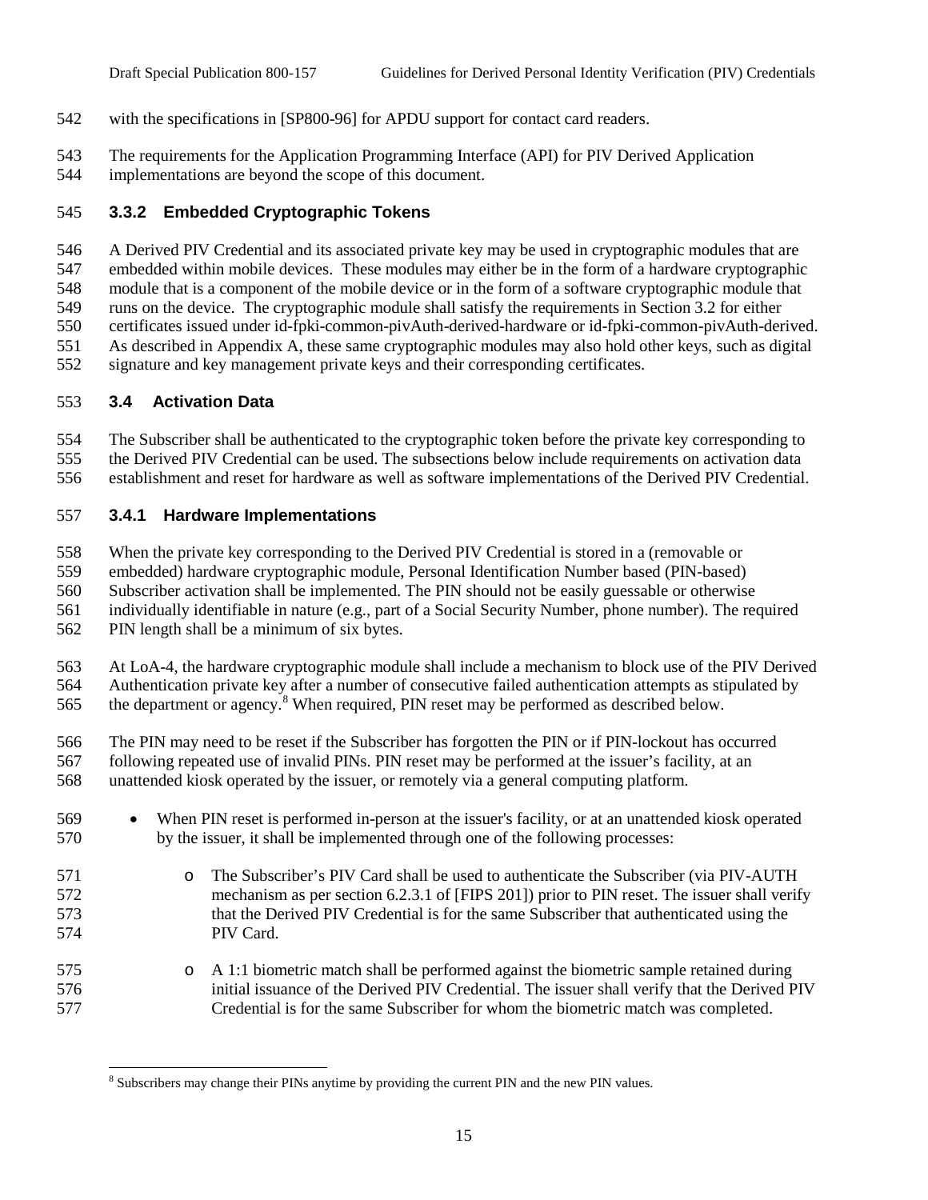with the specifications in [SP800-96] for APDU support for contact card readers.

The requirements for the Application Programming Interface (API) for PIV Derived Application implementations are beyond the scope of this document.

### 3.3.2 Embedded Cryptographic Tokens

A Derived PIV Credential and its associated private key may be used in cryptographic modules that are embedded within mobile devices. These modules may either be in the form of a hardware cryptographic module that is a component of the mobile device or in the form of a software cryptographic module that runs on the device. The cryptographic module shall satisfy the requirements in Section 3.2 for either certificates issued under id-fpki-common-pivAuth-derived-hardware or id-fpki-common-pivAuth-derived. As described in Appendix A, these same cryptographic modules may also hold other keys, such as digital signature and key management private keys and their corresponding certificates.

## 3.4 Activation Data

The Subscriber shall be authenticated to the cryptographic token before the private key corresponding to the Derived PIV Credential can be used. The subsections below include requirements on activation data establishment and reset for hardware as well as software implementations of the Derived PIV Credential.

### 3.4.1 Hardware Implementations

When the private key corresponding to the Derived PIV Credential is stored in a (removable or embedded) hardware cryptographic module, Personal Identification Number based (PIN-based) Subscriber activation shall be implemented. The PIN should not be easily guessable or otherwise individually identifiable in nature (e.g., part of a Social Security Number, phone number). The required PIN length shall be a minimum of six bytes.

At LoA-4, the hardware cryptographic module shall include a mechanism to block use of the PIV Derived Authentication private key after a number of consecutive failed authentication attempts as stipulated by the department or agency.[8] When required, PIN reset may be performed as described below.

The PIN may need to be reset if the Subscriber has forgotten the PIN or if PIN-lockout has occurred following repeated use of invalid PINs. PIN reset may be performed at the issuer's facility, at an unattended kiosk operated by the issuer, or remotely via a general computing platform.

- When PIN reset is performed in-person at the issuer's facility, or at an unattended kiosk operated by the issuer, it shall be implemented through one of the following processes:
  - The Subscriber's PIV Card shall be used to authenticate the Subscriber (via PIV-AUTH mechanism as per section 6.2.3.1 of [FIPS 201]) prior to PIN reset. The issuer shall verify that the Derived PIV Credential is for the same Subscriber that authenticated using the PIV Card.
  - A 1:1 biometric match shall be performed against the biometric sample retained during initial issuance of the Derived PIV Credential. The issuer shall verify that the Derived PIV Credential is for the same Subscriber for whom the biometric match was completed.

[8] Subscribers may change their PINs anytime by providing the current PIN and the new PIN values.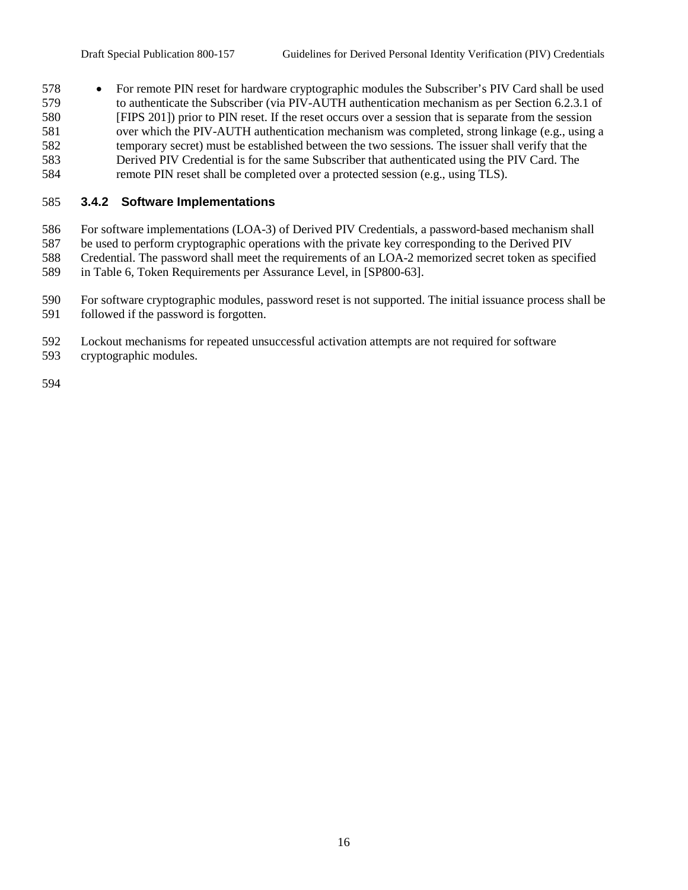- For remote PIN reset for hardware cryptographic modules the Subscriber's PIV Card shall be used to authenticate the Subscriber (via PIV-AUTH authentication mechanism as per Section 6.2.3.1 of [FIPS 201]) prior to PIN reset. If the reset occurs over a session that is separate from the session over which the PIV-AUTH authentication mechanism was completed, strong linkage (e.g., using a temporary secret) must be established between the two sessions. The issuer shall verify that the Derived PIV Credential is for the same Subscriber that authenticated using the PIV Card. The remote PIN reset shall be completed over a protected session (e.g., using TLS).

### 3.4.2 Software Implementations

For software implementations (LOA-3) of Derived PIV Credentials, a password-based mechanism shall be used to perform cryptographic operations with the private key corresponding to the Derived PIV Credential. The password shall meet the requirements of an LOA-2 memorized secret token as specified in Table 6, Token Requirements per Assurance Level, in [SP800-63].

For software cryptographic modules, password reset is not supported. The initial issuance process shall be followed if the password is forgotten.

Lockout mechanisms for repeated unsuccessful activation attempts are not required for software cryptographic modules.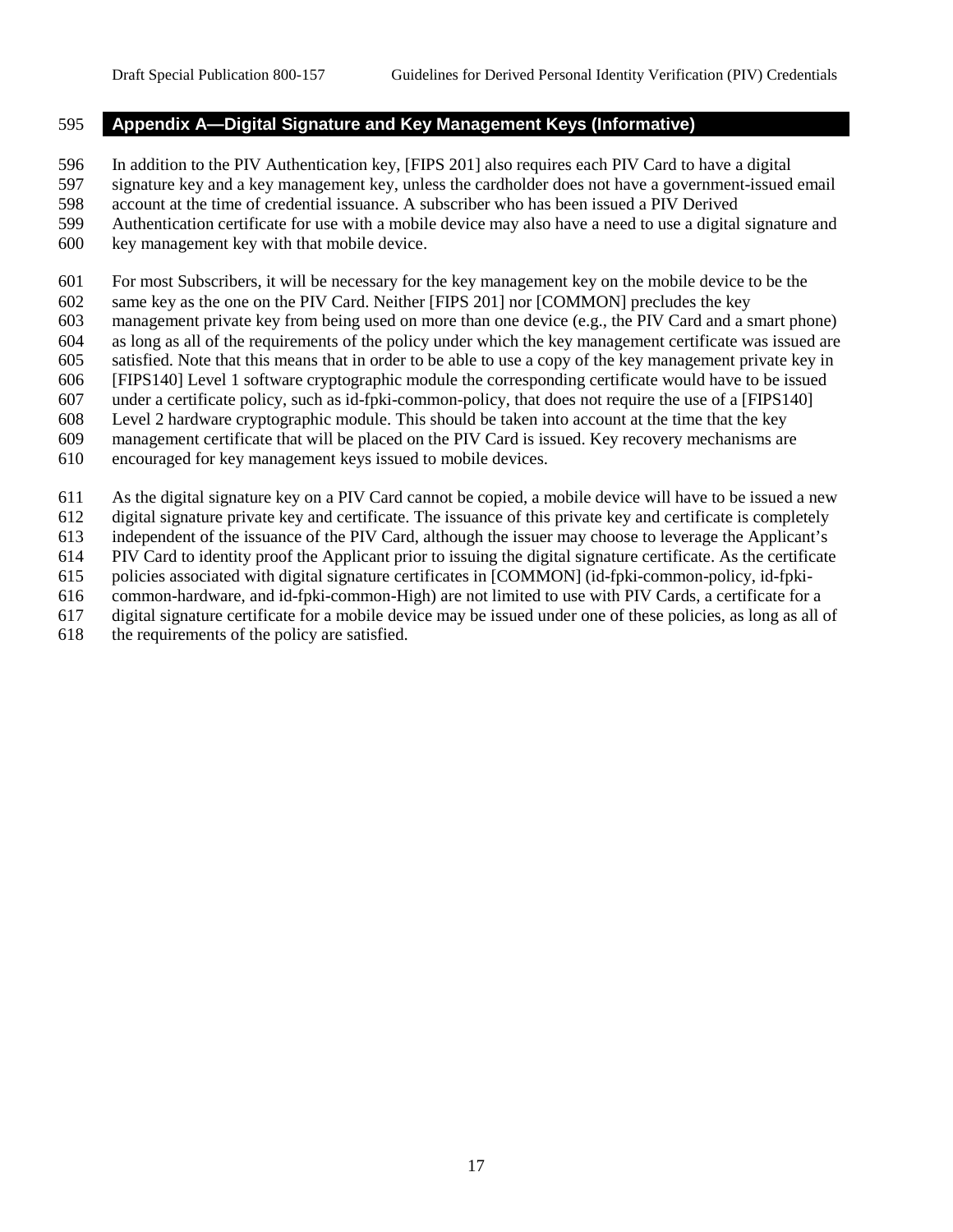# Appendix A—Digital Signature and Key Management Keys (Informative)

In addition to the PIV Authentication key, [FIPS 201] also requires each PIV Card to have a digital signature key and a key management key, unless the cardholder does not have a government-issued email account at the time of credential issuance. A subscriber who has been issued a PIV Derived Authentication certificate for use with a mobile device may also have a need to use a digital signature and key management key with that mobile device.

For most Subscribers, it will be necessary for the key management key on the mobile device to be the same key as the one on the PIV Card. Neither [FIPS 201] nor [COMMON] precludes the key management private key from being used on more than one device (e.g., the PIV Card and a smart phone) as long as all of the requirements of the policy under which the key management certificate was issued are satisfied. Note that this means that in order to be able to use a copy of the key management private key in [FIPS140] Level 1 software cryptographic module the corresponding certificate would have to be issued under a certificate policy, such as id-fpki-common-policy, that does not require the use of a [FIPS140] Level 2 hardware cryptographic module. This should be taken into account at the time that the key management certificate that will be placed on the PIV Card is issued. Key recovery mechanisms are encouraged for key management keys issued to mobile devices.

As the digital signature key on a PIV Card cannot be copied, a mobile device will have to be issued a new digital signature private key and certificate. The issuance of this private key and certificate is completely independent of the issuance of the PIV Card, although the issuer may choose to leverage the Applicant's PIV Card to identity proof the Applicant prior to issuing the digital signature certificate. As the certificate policies associated with digital signature certificates in [COMMON] (id-fpki-common-policy, id-fpki-common-hardware, and id-fpki-common-High) are not limited to use with PIV Cards, a certificate for a digital signature certificate for a mobile device may be issued under one of these policies, as long as all of the requirements of the policy are satisfied.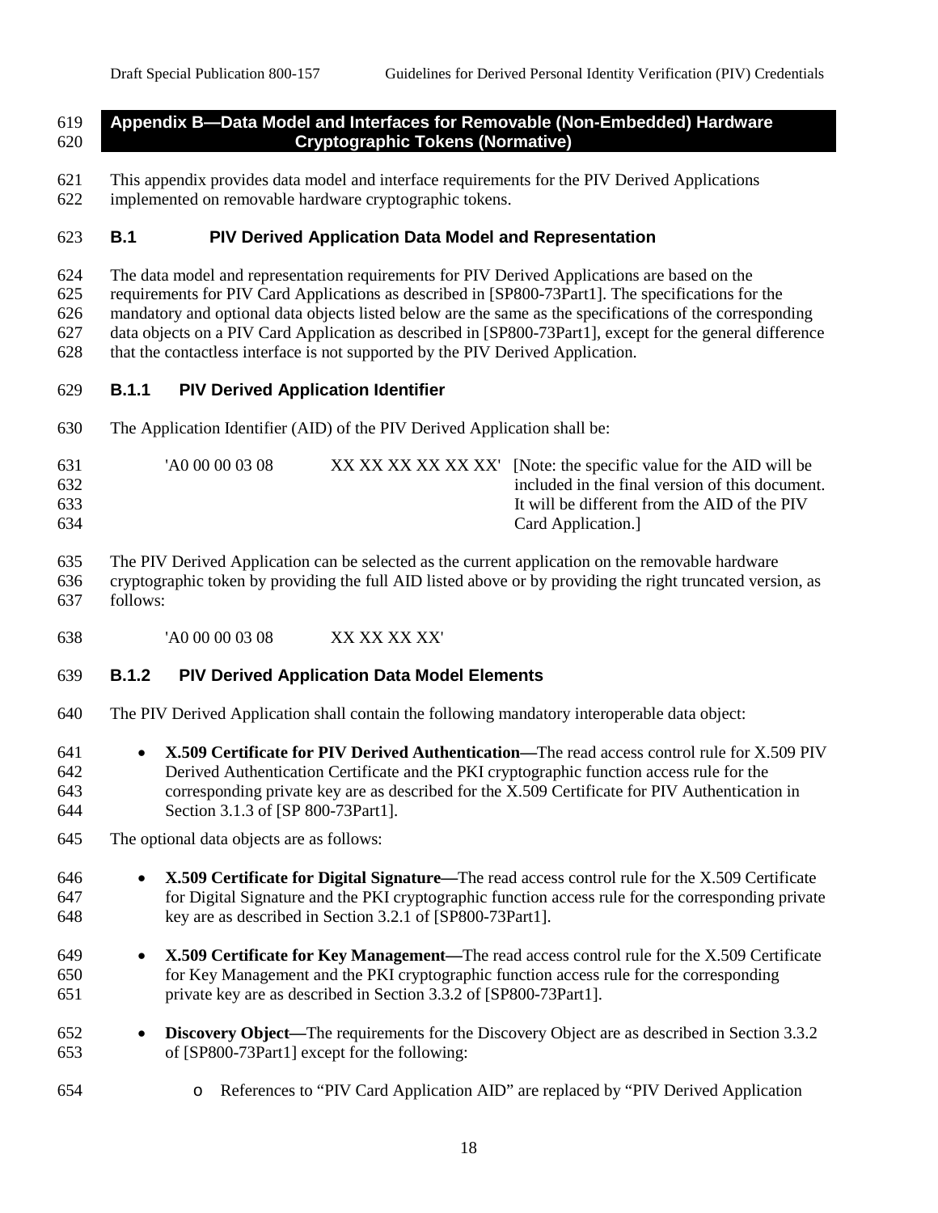# Appendix B—Data Model and Interfaces for Removable (Non-Embedded) Hardware Cryptographic Tokens (Normative)

This appendix provides data model and interface requirements for the PIV Derived Applications implemented on removable hardware cryptographic tokens.

## B.1 PIV Derived Application Data Model and Representation

The data model and representation requirements for PIV Derived Applications are based on the requirements for PIV Card Applications as described in [SP800-73Part1]. The specifications for the mandatory and optional data objects listed below are the same as the specifications of the corresponding data objects on a PIV Card Application as described in [SP800-73Part1], except for the general difference that the contactless interface is not supported by the PIV Derived Application.

### B.1.1 PIV Derived Application Identifier

The Application Identifier (AID) of the PIV Derived Application shall be:

'A0 00 00 03 08 XX XX XX XX XX XX' [Note: the specific value for the AID will be included in the final version of this document. It will be different from the AID of the PIV Card Application.]

The PIV Derived Application can be selected as the current application on the removable hardware cryptographic token by providing the full AID listed above or by providing the right truncated version, as follows:

'A0 00 00 03 08 XX XX XX XX'

### B.1.2 PIV Derived Application Data Model Elements

The PIV Derived Application shall contain the following mandatory interoperable data object:

- **X.509 Certificate for PIV Derived Authentication—**The read access control rule for X.509 PIV Derived Authentication Certificate and the PKI cryptographic function access rule for the corresponding private key are as described for the X.509 Certificate for PIV Authentication in Section 3.1.3 of [SP 800-73Part1].

The optional data objects are as follows:

- **X.509 Certificate for Digital Signature—**The read access control rule for the X.509 Certificate for Digital Signature and the PKI cryptographic function access rule for the corresponding private key are as described in Section 3.2.1 of [SP800-73Part1].
- **X.509 Certificate for Key Management—**The read access control rule for the X.509 Certificate for Key Management and the PKI cryptographic function access rule for the corresponding private key are as described in Section 3.3.2 of [SP800-73Part1].
- **Discovery Object—**The requirements for the Discovery Object are as described in Section 3.3.2 of [SP800-73Part1] except for the following:
  - References to "PIV Card Application AID" are replaced by "PIV Derived Application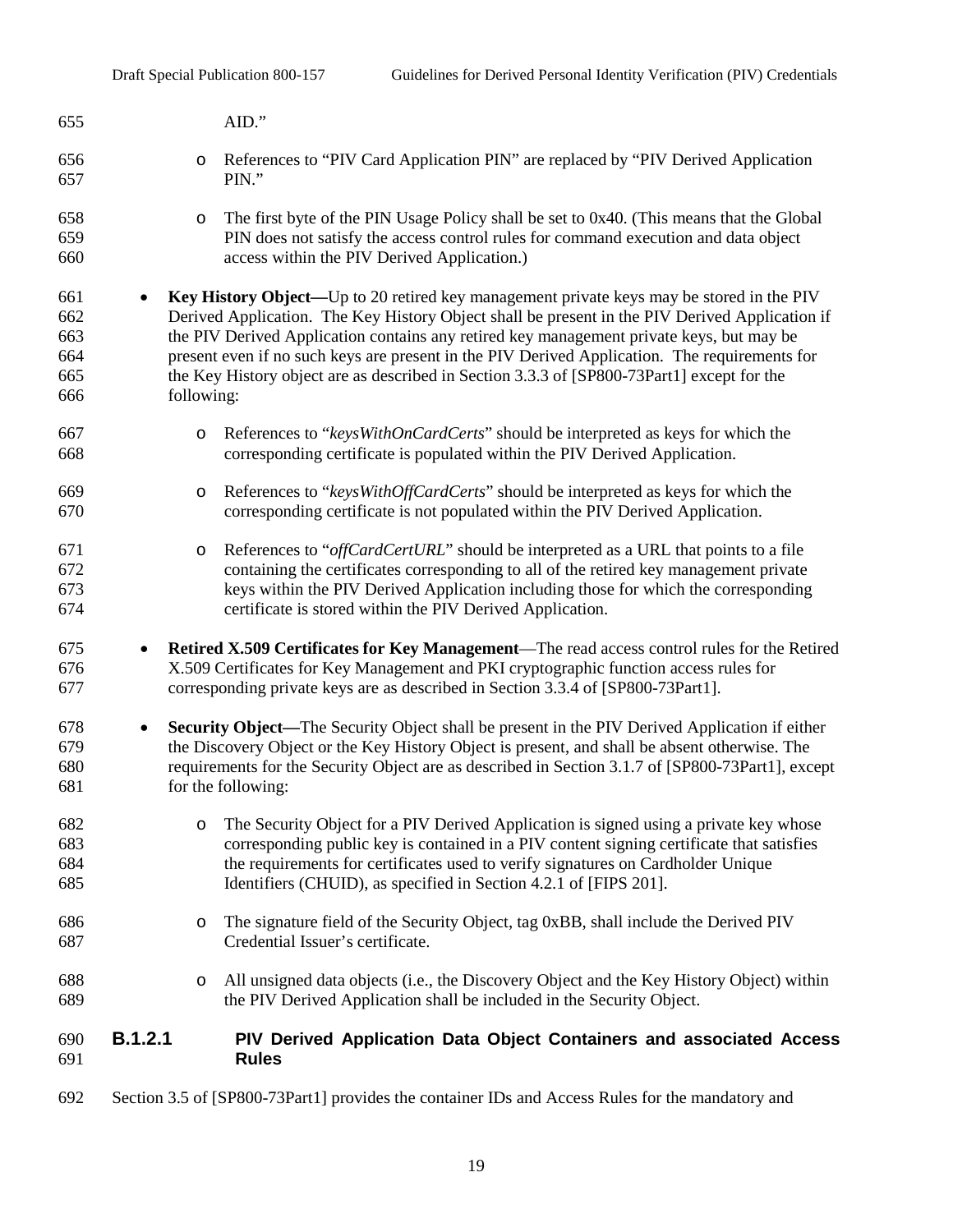AID."

  - References to "PIV Card Application PIN" are replaced by "PIV Derived Application PIN."
  - The first byte of the PIN Usage Policy shall be set to 0x40. (This means that the Global PIN does not satisfy the access control rules for command execution and data object access within the PIV Derived Application.)

- **Key History Object—**Up to 20 retired key management private keys may be stored in the PIV Derived Application. The Key History Object shall be present in the PIV Derived Application if the PIV Derived Application contains any retired key management private keys, but may be present even if no such keys are present in the PIV Derived Application. The requirements for the Key History object are as described in Section 3.3.3 of [SP800-73Part1] except for the following:
  - References to "*keysWithOnCardCerts*" should be interpreted as keys for which the corresponding certificate is populated within the PIV Derived Application.
  - References to "*keysWithOffCardCerts*" should be interpreted as keys for which the corresponding certificate is not populated within the PIV Derived Application.
  - References to "*offCardCertURL*" should be interpreted as a URL that points to a file containing the certificates corresponding to all of the retired key management private keys within the PIV Derived Application including those for which the corresponding certificate is stored within the PIV Derived Application.

- **Retired X.509 Certificates for Key Management**—The read access control rules for the Retired X.509 Certificates for Key Management and PKI cryptographic function access rules for corresponding private keys are as described in Section 3.3.4 of [SP800-73Part1].

- **Security Object—**The Security Object shall be present in the PIV Derived Application if either the Discovery Object or the Key History Object is present, and shall be absent otherwise. The requirements for the Security Object are as described in Section 3.1.7 of [SP800-73Part1], except for the following:
  - The Security Object for a PIV Derived Application is signed using a private key whose corresponding public key is contained in a PIV content signing certificate that satisfies the requirements for certificates used to verify signatures on Cardholder Unique Identifiers (CHUID), as specified in Section 4.2.1 of [FIPS 201].
  - The signature field of the Security Object, tag 0xBB, shall include the Derived PIV Credential Issuer's certificate.
  - All unsigned data objects (i.e., the Discovery Object and the Key History Object) within the PIV Derived Application shall be included in the Security Object.

#### B.1.2.1 PIV Derived Application Data Object Containers and associated Access Rules

Section 3.5 of [SP800-73Part1] provides the container IDs and Access Rules for the mandatory and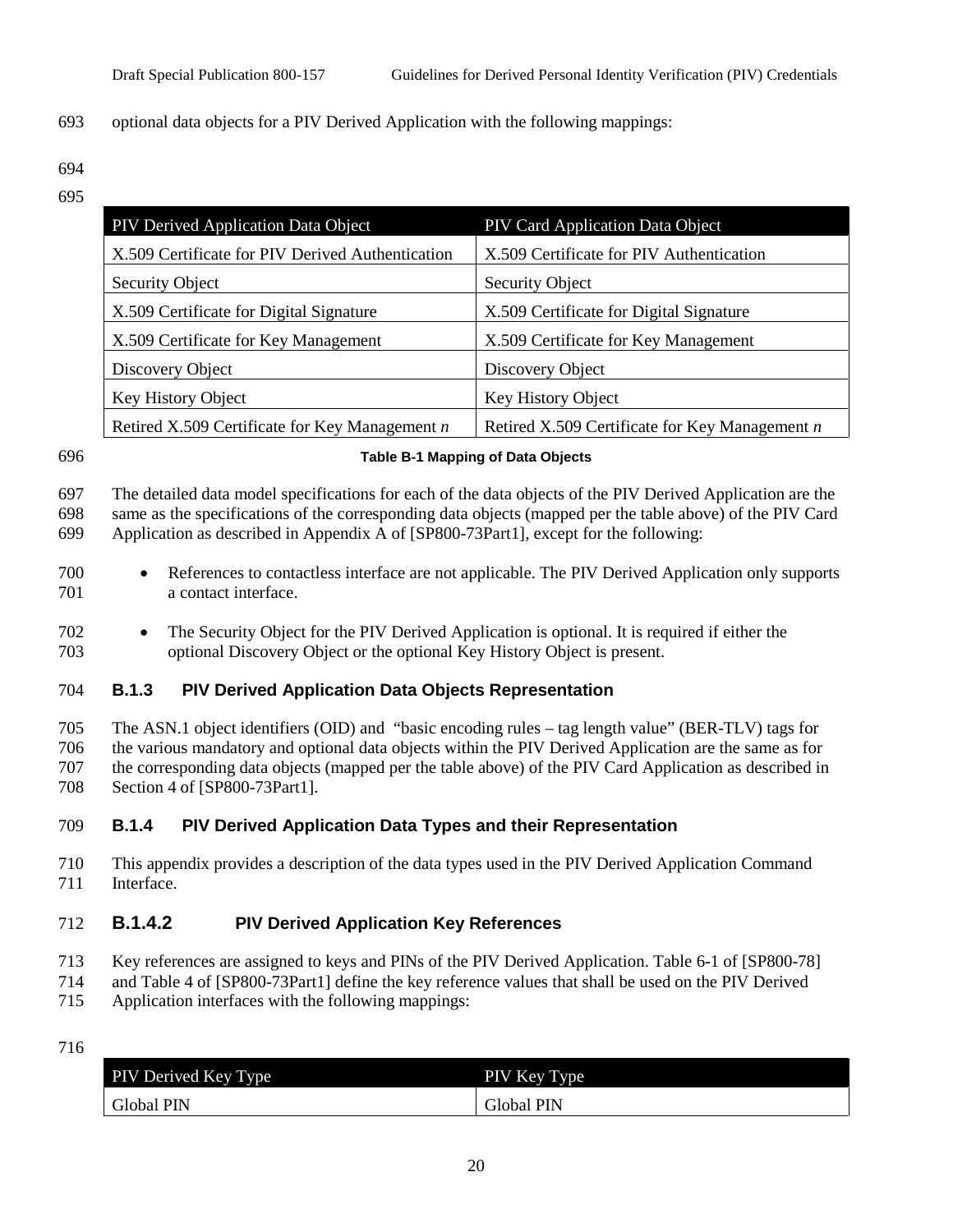optional data objects for a PIV Derived Application with the following mappings:

| PIV Derived Application Data Object | PIV Card Application Data Object |
|---|---|
| X.509 Certificate for PIV Derived Authentication | X.509 Certificate for PIV Authentication |
| Security Object | Security Object |
| X.509 Certificate for Digital Signature | X.509 Certificate for Digital Signature |
| X.509 Certificate for Key Management | X.509 Certificate for Key Management |
| Discovery Object | Discovery Object |
| Key History Object | Key History Object |
| Retired X.509 Certificate for Key Management *n* | Retired X.509 Certificate for Key Management *n* |

**Table B-1 Mapping of Data Objects**

The detailed data model specifications for each of the data objects of the PIV Derived Application are the same as the specifications of the corresponding data objects (mapped per the table above) of the PIV Card Application as described in Appendix A of [SP800-73Part1], except for the following:

- References to contactless interface are not applicable. The PIV Derived Application only supports a contact interface.
- The Security Object for the PIV Derived Application is optional. It is required if either the optional Discovery Object or the optional Key History Object is present.

### B.1.3 PIV Derived Application Data Objects Representation

The ASN.1 object identifiers (OID) and "basic encoding rules – tag length value" (BER-TLV) tags for the various mandatory and optional data objects within the PIV Derived Application are the same as for the corresponding data objects (mapped per the table above) of the PIV Card Application as described in Section 4 of [SP800-73Part1].

### B.1.4 PIV Derived Application Data Types and their Representation

This appendix provides a description of the data types used in the PIV Derived Application Command Interface.

#### B.1.4.2 PIV Derived Application Key References

Key references are assigned to keys and PINs of the PIV Derived Application. Table 6-1 of [SP800-78] and Table 4 of [SP800-73Part1] define the key reference values that shall be used on the PIV Derived Application interfaces with the following mappings:

| PIV Derived Key Type | PIV Key Type |
|---|---|
| Global PIN | Global PIN |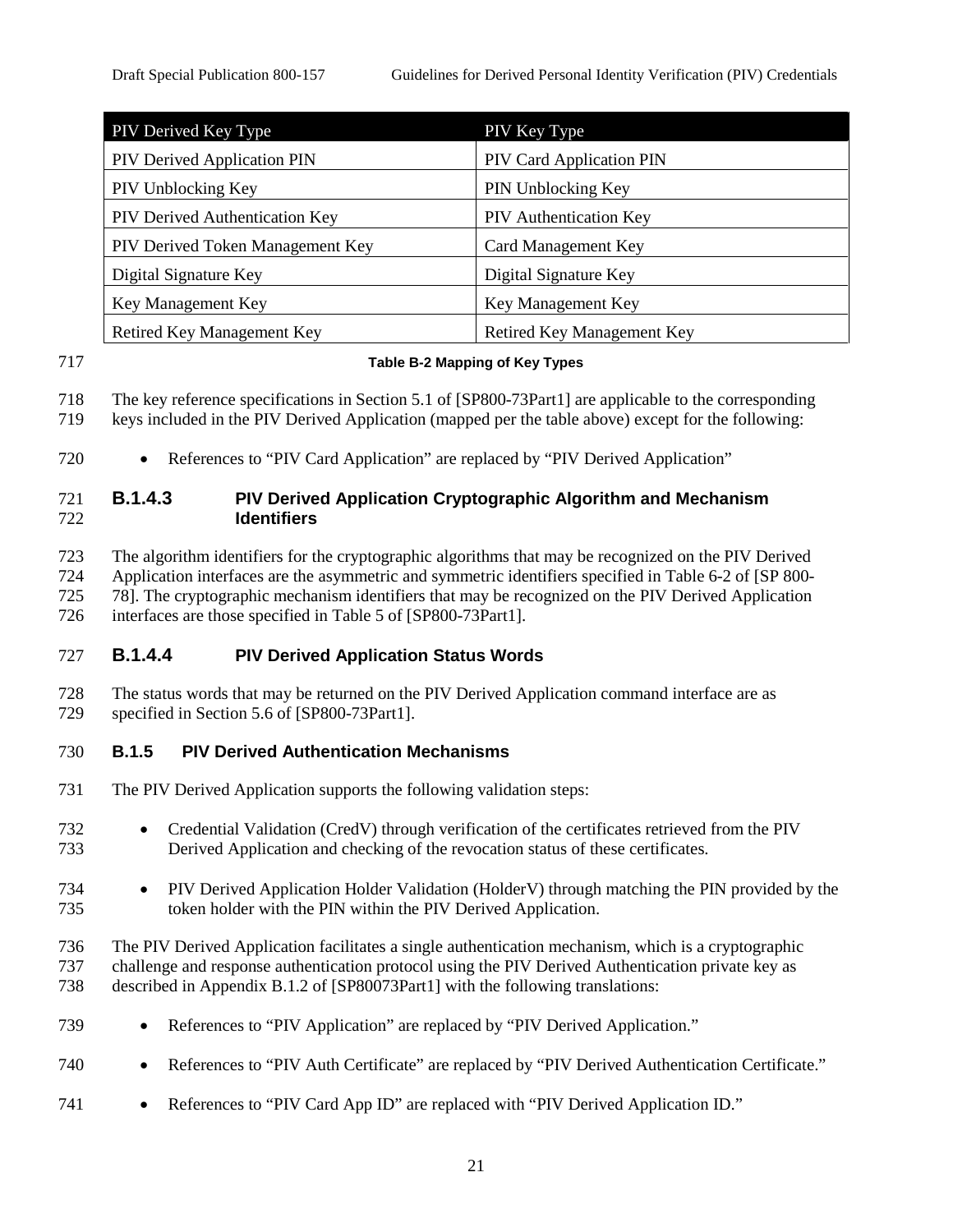| PIV Derived Key Type | PIV Key Type |
|---|---|
| PIV Derived Application PIN | PIV Card Application PIN |
| PIV Unblocking Key | PIN Unblocking Key |
| PIV Derived Authentication Key | PIV Authentication Key |
| PIV Derived Token Management Key | Card Management Key |
| Digital Signature Key | Digital Signature Key |
| Key Management Key | Key Management Key |
| Retired Key Management Key | Retired Key Management Key |

**Table B-2 Mapping of Key Types**

The key reference specifications in Section 5.1 of [SP800-73Part1] are applicable to the corresponding keys included in the PIV Derived Application (mapped per the table above) except for the following:

- References to "PIV Card Application" are replaced by "PIV Derived Application"

#### B.1.4.3 PIV Derived Application Cryptographic Algorithm and Mechanism Identifiers

The algorithm identifiers for the cryptographic algorithms that may be recognized on the PIV Derived Application interfaces are the asymmetric and symmetric identifiers specified in Table 6-2 of [SP 800-78]. The cryptographic mechanism identifiers that may be recognized on the PIV Derived Application interfaces are those specified in Table 5 of [SP800-73Part1].

#### B.1.4.4 PIV Derived Application Status Words

The status words that may be returned on the PIV Derived Application command interface are as specified in Section 5.6 of [SP800-73Part1].

### B.1.5 PIV Derived Authentication Mechanisms

The PIV Derived Application supports the following validation steps:

- Credential Validation (CredV) through verification of the certificates retrieved from the PIV Derived Application and checking of the revocation status of these certificates.
- PIV Derived Application Holder Validation (HolderV) through matching the PIN provided by the token holder with the PIN within the PIV Derived Application.

The PIV Derived Application facilitates a single authentication mechanism, which is a cryptographic challenge and response authentication protocol using the PIV Derived Authentication private key as described in Appendix B.1.2 of [SP80073Part1] with the following translations:

- References to "PIV Application" are replaced by "PIV Derived Application."
- References to "PIV Auth Certificate" are replaced by "PIV Derived Authentication Certificate."
- References to "PIV Card App ID" are replaced with "PIV Derived Application ID."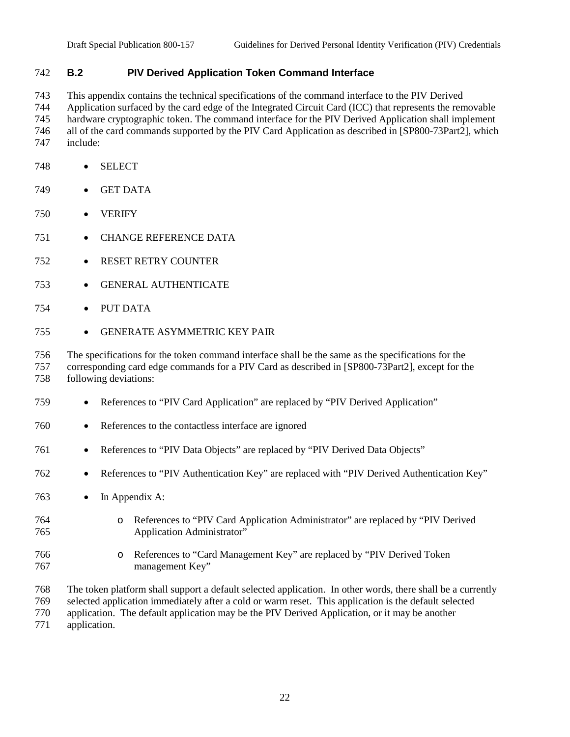## B.2 PIV Derived Application Token Command Interface

This appendix contains the technical specifications of the command interface to the PIV Derived Application surfaced by the card edge of the Integrated Circuit Card (ICC) that represents the removable hardware cryptographic token. The command interface for the PIV Derived Application shall implement all of the card commands supported by the PIV Card Application as described in [SP800-73Part2], which include:

- SELECT
- GET DATA
- VERIFY
- CHANGE REFERENCE DATA
- RESET RETRY COUNTER
- GENERAL AUTHENTICATE
- PUT DATA
- GENERATE ASYMMETRIC KEY PAIR

The specifications for the token command interface shall be the same as the specifications for the corresponding card edge commands for a PIV Card as described in [SP800-73Part2], except for the following deviations:

- References to “PIV Card Application” are replaced by “PIV Derived Application”
- References to the contactless interface are ignored
- References to “PIV Data Objects” are replaced by “PIV Derived Data Objects”
- References to “PIV Authentication Key” are replaced with “PIV Derived Authentication Key”
- In Appendix A:
  - References to “PIV Card Application Administrator” are replaced by “PIV Derived Application Administrator”
  - References to “Card Management Key” are replaced by “PIV Derived Token management Key”

The token platform shall support a default selected application. In other words, there shall be a currently selected application immediately after a cold or warm reset. This application is the default selected application. The default application may be the PIV Derived Application, or it may be another application.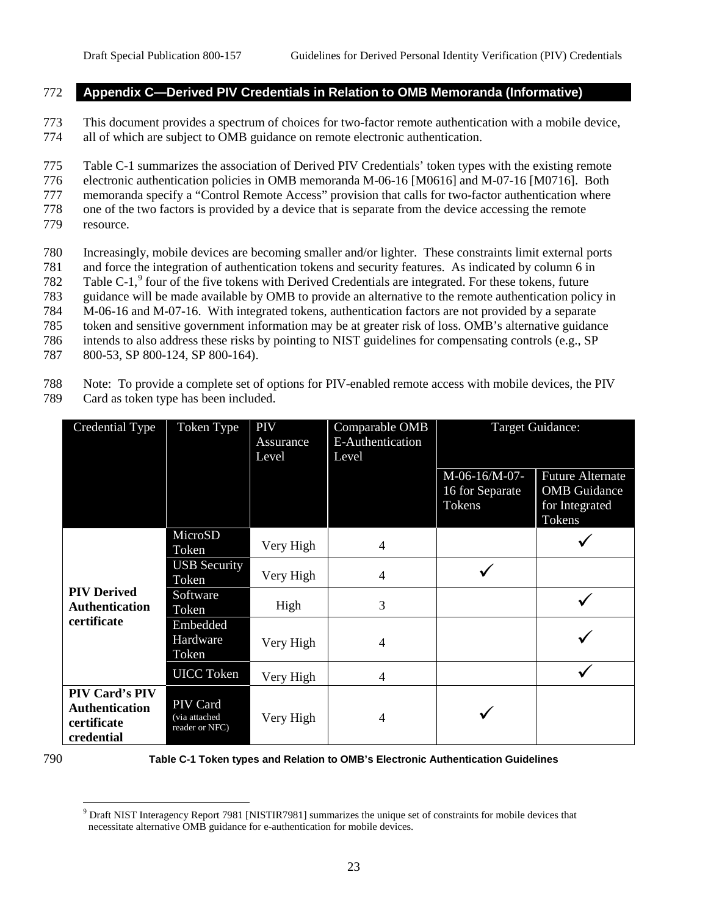## Appendix C—Derived PIV Credentials in Relation to OMB Memoranda (Informative)

This document provides a spectrum of choices for two-factor remote authentication with a mobile device, all of which are subject to OMB guidance on remote electronic authentication.

Table C-1 summarizes the association of Derived PIV Credentials' token types with the existing remote electronic authentication policies in OMB memoranda M-06-16 [M0616] and M-07-16 [M0716]. Both memoranda specify a "Control Remote Access" provision that calls for two-factor authentication where one of the two factors is provided by a device that is separate from the device accessing the remote resource.

Increasingly, mobile devices are becoming smaller and/or lighter. These constraints limit external ports and force the integration of authentication tokens and security features. As indicated by column 6 in Table C-1,[9] four of the five tokens with Derived Credentials are integrated. For these tokens, future guidance will be made available by OMB to provide an alternative to the remote authentication policy in M-06-16 and M-07-16. With integrated tokens, authentication factors are not provided by a separate token and sensitive government information may be at greater risk of loss. OMB's alternative guidance intends to also address these risks by pointing to NIST guidelines for compensating controls (e.g., SP 800-53, SP 800-124, SP 800-164).

Note: To provide a complete set of options for PIV-enabled remote access with mobile devices, the PIV Card as token type has been included.

| Credential Type | Token Type | PIV Assurance Level | Comparable OMB E-Authentication Level | Target Guidance: | |
|---|---|---|---|---|---|
| | | | | M-06-16/M-07-16 for Separate Tokens | Future Alternate OMB Guidance for Integrated Tokens |
| **PIV Derived Authentication certificate** | MicroSD Token | Very High | 4 | | ✓ |
| | USB Security Token | Very High | 4 | ✓ | |
| | Software Token | High | 3 | | ✓ |
| | Embedded Hardware Token | Very High | 4 | | ✓ |
| | UICC Token | Very High | 4 | | ✓ |
| **PIV Card's PIV Authentication certificate credential** | PIV Card (via attached reader or NFC) | Very High | 4 | ✓ | |

**Table C-1 Token types and Relation to OMB's Electronic Authentication Guidelines**

[9] Draft NIST Interagency Report 7981 [NISTIR7981] summarizes the unique set of constraints for mobile devices that necessitate alternative OMB guidance for e-authentication for mobile devices.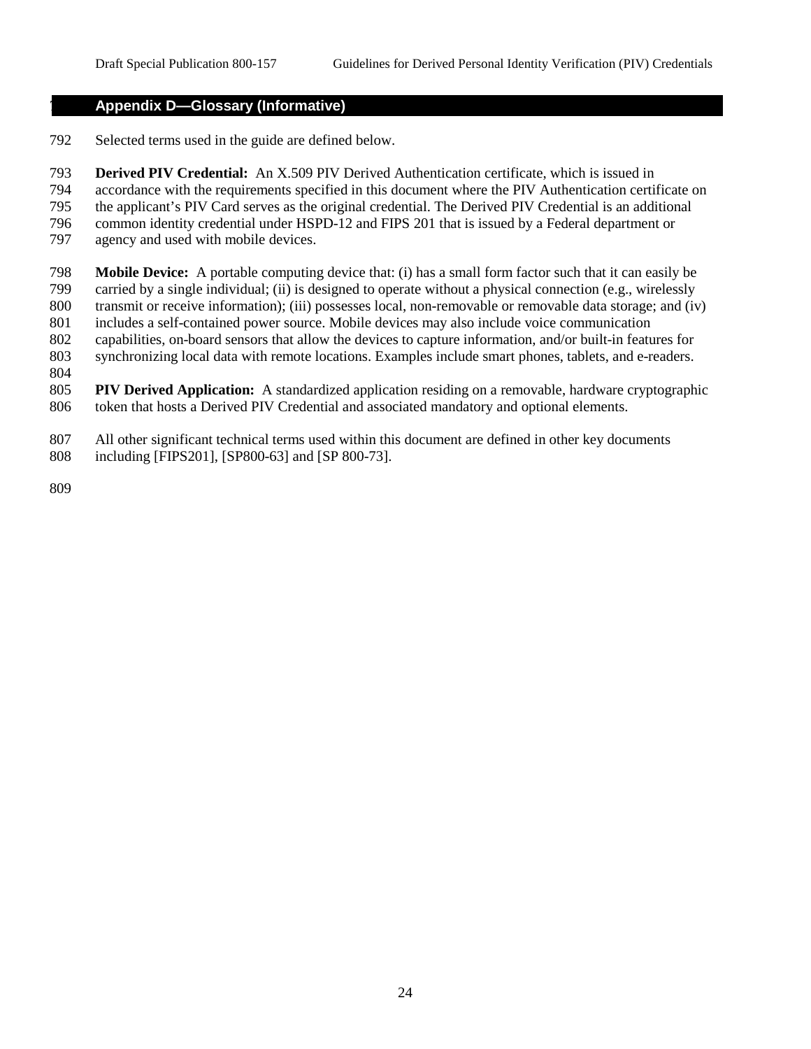# Appendix D—Glossary (Informative)

Selected terms used in the guide are defined below.

**Derived PIV Credential:** An X.509 PIV Derived Authentication certificate, which is issued in accordance with the requirements specified in this document where the PIV Authentication certificate on the applicant's PIV Card serves as the original credential. The Derived PIV Credential is an additional common identity credential under HSPD-12 and FIPS 201 that is issued by a Federal department or agency and used with mobile devices.

**Mobile Device:** A portable computing device that: (i) has a small form factor such that it can easily be carried by a single individual; (ii) is designed to operate without a physical connection (e.g., wirelessly transmit or receive information); (iii) possesses local, non-removable or removable data storage; and (iv) includes a self-contained power source. Mobile devices may also include voice communication capabilities, on-board sensors that allow the devices to capture information, and/or built-in features for synchronizing local data with remote locations. Examples include smart phones, tablets, and e-readers.

**PIV Derived Application:** A standardized application residing on a removable, hardware cryptographic token that hosts a Derived PIV Credential and associated mandatory and optional elements.

All other significant technical terms used within this document are defined in other key documents including [FIPS201], [SP800-63] and [SP 800-73].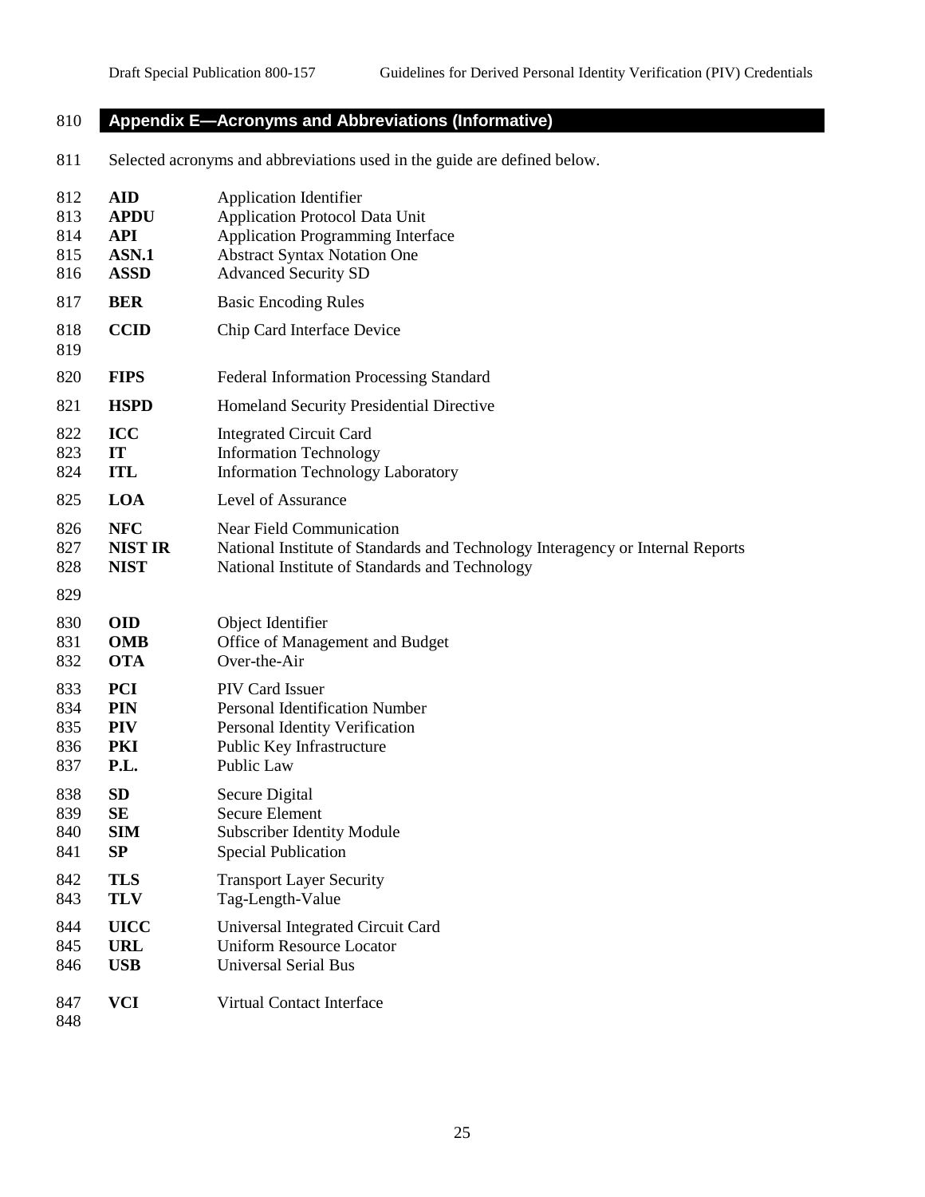# Appendix E—Acronyms and Abbreviations (Informative)

Selected acronyms and abbreviations used in the guide are defined below.

| | |
|---|---|
| **AID** | Application Identifier |
| **APDU** | Application Protocol Data Unit |
| **API** | Application Programming Interface |
| **ASN.1** | Abstract Syntax Notation One |
| **ASSD** | Advanced Security SD |
| **BER** | Basic Encoding Rules |
| **CCID** | Chip Card Interface Device |
| **FIPS** | Federal Information Processing Standard |
| **HSPD** | Homeland Security Presidential Directive |
| **ICC** | Integrated Circuit Card |
| **IT** | Information Technology |
| **ITL** | Information Technology Laboratory |
| **LOA** | Level of Assurance |
| **NFC** | Near Field Communication |
| **NIST IR** | National Institute of Standards and Technology Interagency or Internal Reports |
| **NIST** | National Institute of Standards and Technology |
| **OID** | Object Identifier |
| **OMB** | Office of Management and Budget |
| **OTA** | Over-the-Air |
| **PCI** | PIV Card Issuer |
| **PIN** | Personal Identification Number |
| **PIV** | Personal Identity Verification |
| **PKI** | Public Key Infrastructure |
| **P.L.** | Public Law |
| **SD** | Secure Digital |
| **SE** | Secure Element |
| **SIM** | Subscriber Identity Module |
| **SP** | Special Publication |
| **TLS** | Transport Layer Security |
| **TLV** | Tag-Length-Value |
| **UICC** | Universal Integrated Circuit Card |
| **URL** | Uniform Resource Locator |
| **USB** | Universal Serial Bus |
| **VCI** | Virtual Contact Interface |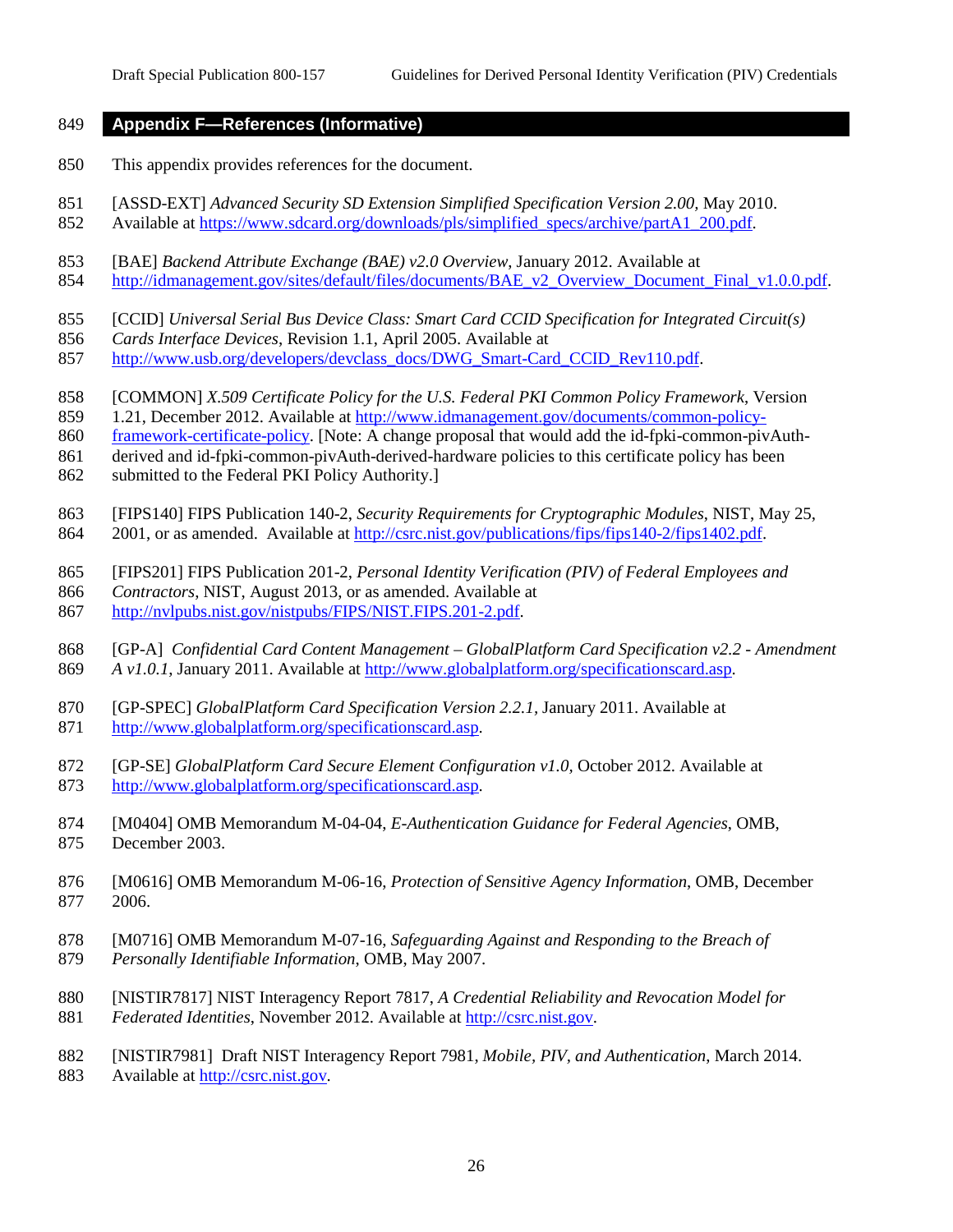## Appendix F—References (Informative)

This appendix provides references for the document.

[ASSD-EXT] *Advanced Security SD Extension Simplified Specification Version 2.00,* May 2010. Available at https://www.sdcard.org/downloads/pls/simplified_specs/archive/partA1_200.pdf.

[BAE] *Backend Attribute Exchange (BAE) v2.0 Overview*, January 2012. Available at http://idmanagement.gov/sites/default/files/documents/BAE_v2_Overview_Document_Final_v1.0.0.pdf.

[CCID] *Universal Serial Bus Device Class: Smart Card CCID Specification for Integrated Circuit(s) Cards Interface Devices*, Revision 1.1, April 2005. Available at http://www.usb.org/developers/devclass_docs/DWG_Smart-Card_CCID_Rev110.pdf.

[COMMON] *X.509 Certificate Policy for the U.S. Federal PKI Common Policy Framework*, Version 1.21, December 2012. Available at http://www.idmanagement.gov/documents/common-policy-framework-certificate-policy. [Note: A change proposal that would add the id-fpki-common-pivAuth-derived and id-fpki-common-pivAuth-derived-hardware policies to this certificate policy has been submitted to the Federal PKI Policy Authority.]

[FIPS140] FIPS Publication 140-2, *Security Requirements for Cryptographic Modules*, NIST, May 25, 2001, or as amended. Available at http://csrc.nist.gov/publications/fips/fips140-2/fips1402.pdf.

[FIPS201] FIPS Publication 201-2, *Personal Identity Verification (PIV) of Federal Employees and Contractors*, NIST, August 2013, or as amended. Available at http://nvlpubs.nist.gov/nistpubs/FIPS/NIST.FIPS.201-2.pdf.

[GP-A] *Confidential Card Content Management – GlobalPlatform Card Specification v2.2 - Amendment A v1.0.1*, January 2011. Available at http://www.globalplatform.org/specificationscard.asp.

[GP-SPEC] *GlobalPlatform Card Specification Version 2.2.1,* January 2011. Available at http://www.globalplatform.org/specificationscard.asp.

[GP-SE] *GlobalPlatform Card Secure Element Configuration v1.0,* October 2012. Available at http://www.globalplatform.org/specificationscard.asp.

[M0404] OMB Memorandum M-04-04, *E-Authentication Guidance for Federal Agencies*, OMB, December 2003.

[M0616] OMB Memorandum M-06-16, *Protection of Sensitive Agency Information*, OMB, December 2006.

[M0716] OMB Memorandum M-07-16, *Safeguarding Against and Responding to the Breach of Personally Identifiable Information*, OMB, May 2007.

[NISTIR7817] NIST Interagency Report 7817, *A Credential Reliability and Revocation Model for Federated Identities*, November 2012. Available at http://csrc.nist.gov.

[NISTIR7981] Draft NIST Interagency Report 7981, *Mobile, PIV, and Authentication,* March 2014. Available at http://csrc.nist.gov.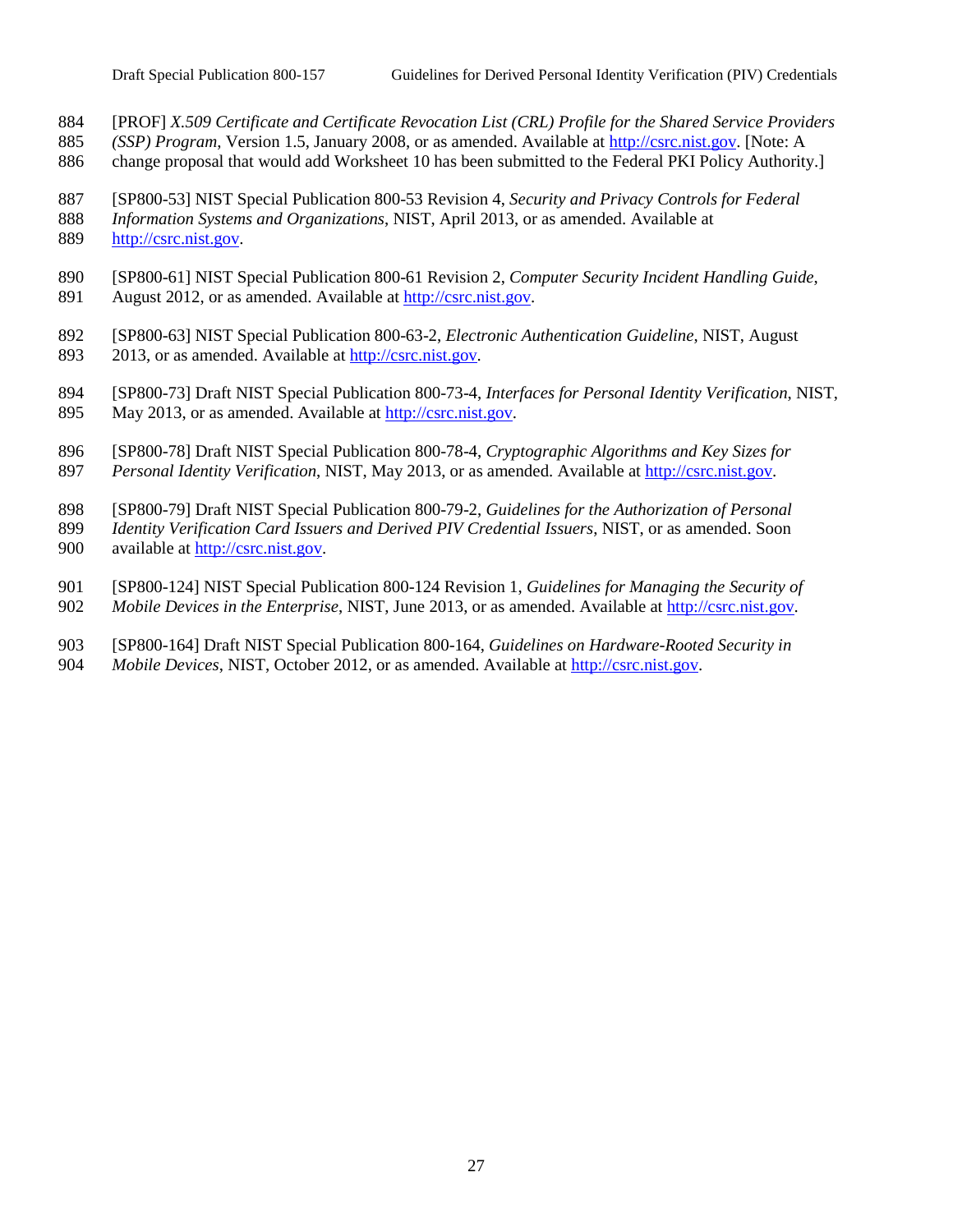[PROF] *X.509 Certificate and Certificate Revocation List (CRL) Profile for the Shared Service Providers (SSP) Program*, Version 1.5, January 2008, or as amended. Available at http://csrc.nist.gov. [Note: A change proposal that would add Worksheet 10 has been submitted to the Federal PKI Policy Authority.]

[SP800-53] NIST Special Publication 800-53 Revision 4, *Security and Privacy Controls for Federal Information Systems and Organizations*, NIST, April 2013, or as amended. Available at http://csrc.nist.gov.

[SP800-61] NIST Special Publication 800-61 Revision 2, *Computer Security Incident Handling Guide*, August 2012, or as amended. Available at http://csrc.nist.gov.

[SP800-63] NIST Special Publication 800-63-2, *Electronic Authentication Guideline*, NIST, August 2013, or as amended. Available at http://csrc.nist.gov.

[SP800-73] Draft NIST Special Publication 800-73-4, *Interfaces for Personal Identity Verification*, NIST, May 2013, or as amended. Available at http://csrc.nist.gov.

[SP800-78] Draft NIST Special Publication 800-78-4, *Cryptographic Algorithms and Key Sizes for Personal Identity Verification*, NIST, May 2013, or as amended. Available at http://csrc.nist.gov.

[SP800-79] Draft NIST Special Publication 800-79-2, *Guidelines for the Authorization of Personal Identity Verification Card Issuers and Derived PIV Credential Issuers*, NIST, or as amended. Soon available at http://csrc.nist.gov.

[SP800-124] NIST Special Publication 800-124 Revision 1, *Guidelines for Managing the Security of Mobile Devices in the Enterprise*, NIST, June 2013, or as amended. Available at http://csrc.nist.gov.

[SP800-164] Draft NIST Special Publication 800-164, *Guidelines on Hardware-Rooted Security in Mobile Devices*, NIST, October 2012, or as amended. Available at http://csrc.nist.gov.